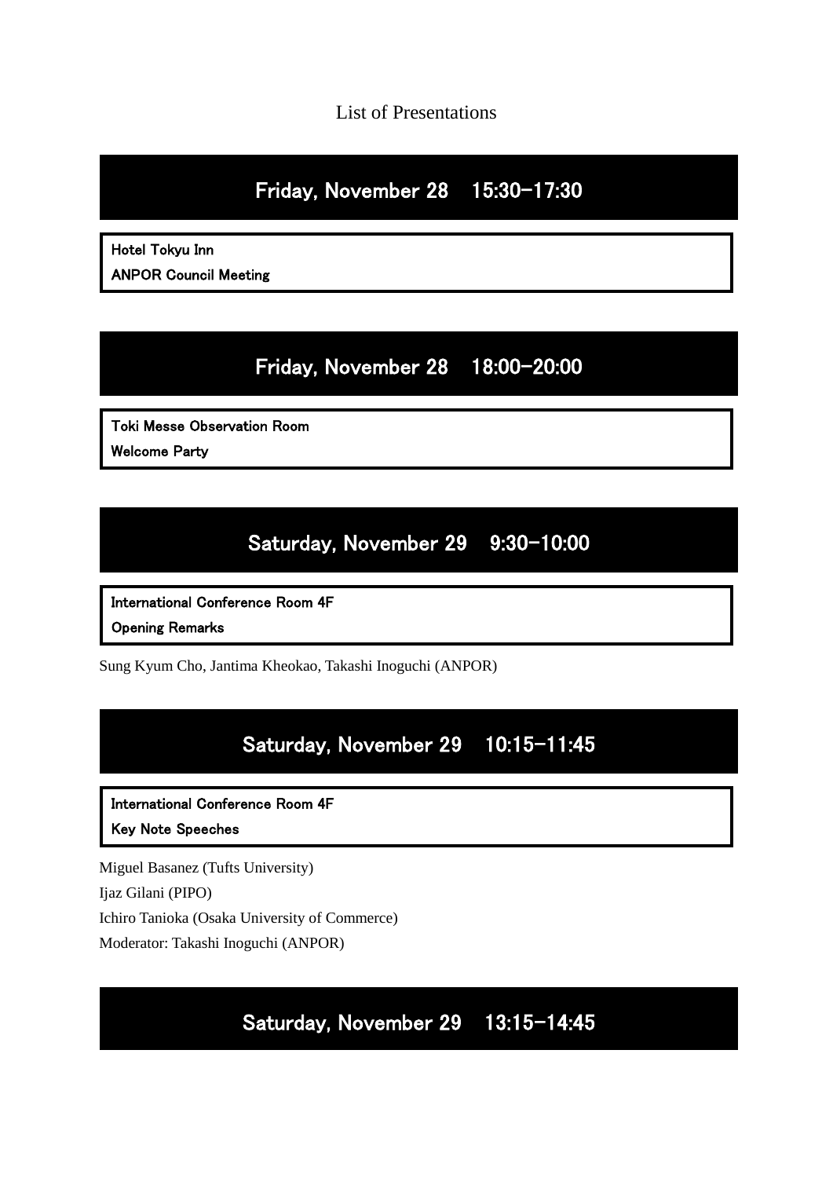# List of Presentations

## Friday, November 28　15:30-17:30

**Hotel Tokyu Inn**

**ANPOR Council Meeting**

## Friday, November 28　18:00-20:00

**Toki Messe Observation Room**

**Welcome Party**

## Saturday, November 29　9:30-10:00

**International Conference Room 4F**

**Opening Remarks**

Sung Kyum Cho, Jantima Kheokao, Takashi Inoguchi (ANPOR)

## Saturday, November 29　10:15-11:45

**International Conference Room 4F**

**Key Note Speeches**

Miguel Basanez (Tufts University)

Ijaz Gilani (PIPO)

Ichiro Tanioka (Osaka University of Commerce)

Moderator: Takashi Inoguchi (ANPOR)

## Saturday, November 29　13:15-14:45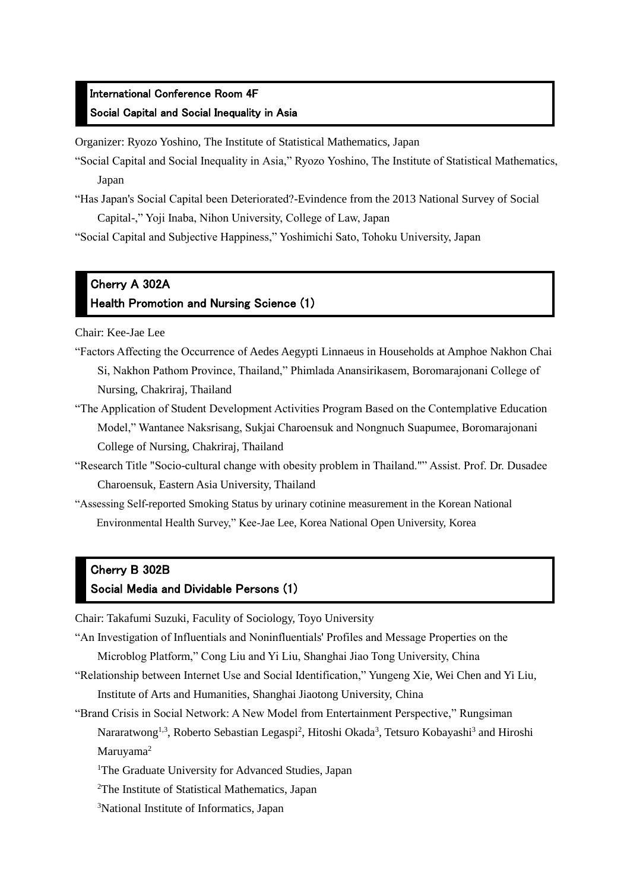## International Conference Room 4F
## Social Capital and Social Inequality in Asia

Organizer: Ryozo Yoshino, The Institute of Statistical Mathematics, Japan

"Social Capital and Social Inequality in Asia," Ryozo Yoshino, The Institute of Statistical Mathematics, Japan

"Has Japan's Social Capital been Deteriorated?-Evindence from the 2013 National Survey of Social Capital-," Yoji Inaba, Nihon University, College of Law, Japan

"Social Capital and Subjective Happiness," Yoshimichi Sato, Tohoku University, Japan

## Cherry A 302A
## Health Promotion and Nursing Science (1)

Chair: Kee-Jae Lee

"Factors Affecting the Occurrence of Aedes Aegypti Linnaeus in Households at Amphoe Nakhon Chai Si, Nakhon Pathom Province, Thailand," Phimlada Anansirikasem, Boromarajonani College of Nursing, Chakriraj, Thailand

"The Application of Student Development Activities Program Based on the Contemplative Education Model," Wantanee Naksrisang, Sukjai Charoensuk and Nongnuch Suapumee, Boromarajonani College of Nursing, Chakriraj, Thailand

"Research Title "Socio-cultural change with obesity problem in Thailand."" Assist. Prof. Dr. Dusadee Charoensuk, Eastern Asia University, Thailand

"Assessing Self-reported Smoking Status by urinary cotinine measurement in the Korean National Environmental Health Survey," Kee-Jae Lee, Korea National Open University, Korea

## Cherry B 302B
## Social Media and Dividable Persons (1)

Chair: Takafumi Suzuki, Faculty of Sociology, Toyo University

"An Investigation of Influentials and Noninfluentials' Profiles and Message Properties on the Microblog Platform," Cong Liu and Yi Liu, Shanghai Jiao Tong University, China

"Relationship between Internet Use and Social Identification," Yungeng Xie, Wei Chen and Yi Liu, Institute of Arts and Humanities, Shanghai Jiaotong University, China

"Brand Crisis in Social Network: A New Model from Entertainment Perspective," Rungsiman Nararatwong[1,3], Roberto Sebastian Legaspi[2], Hitoshi Okada[3], Tetsuro Kobayashi[3] and Hiroshi Maruyama[2]

[1]The Graduate University for Advanced Studies, Japan

[2]The Institute of Statistical Mathematics, Japan

[3]National Institute of Informatics, Japan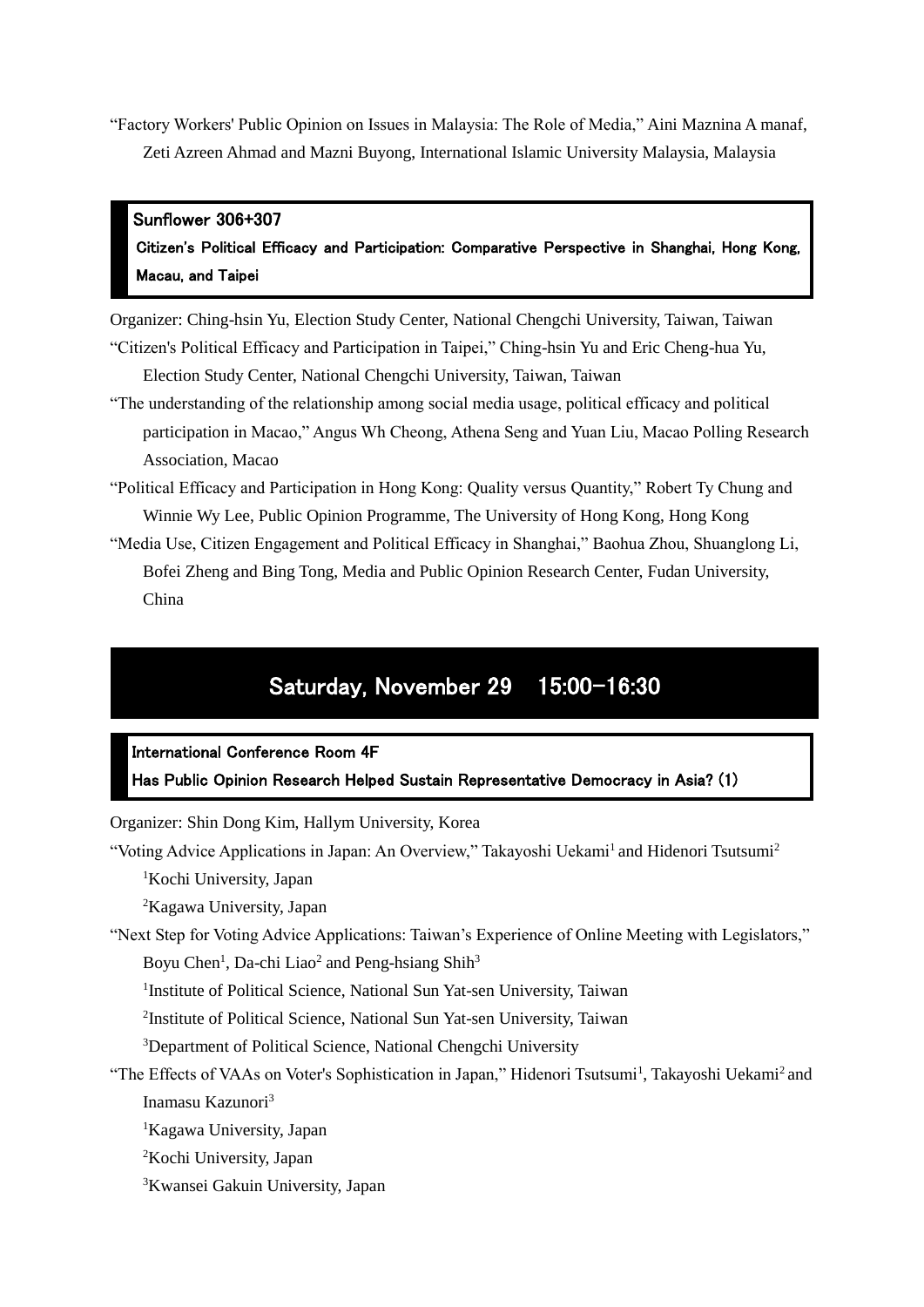"Factory Workers' Public Opinion on Issues in Malaysia: The Role of Media," Aini Maznina A manaf, Zeti Azreen Ahmad and Mazni Buyong, International Islamic University Malaysia, Malaysia

### Sunflower 306+307
### Citizen's Political Efficacy and Participation: Comparative Perspective in Shanghai, Hong Kong, Macau, and Taipei

Organizer: Ching-hsin Yu, Election Study Center, National Chengchi University, Taiwan, Taiwan

"Citizen's Political Efficacy and Participation in Taipei," Ching-hsin Yu and Eric Cheng-hua Yu, Election Study Center, National Chengchi University, Taiwan, Taiwan

"The understanding of the relationship among social media usage, political efficacy and political participation in Macao," Angus Wh Cheong, Athena Seng and Yuan Liu, Macao Polling Research Association, Macao

"Political Efficacy and Participation in Hong Kong: Quality versus Quantity," Robert Ty Chung and Winnie Wy Lee, Public Opinion Programme, The University of Hong Kong, Hong Kong

"Media Use, Citizen Engagement and Political Efficacy in Shanghai," Baohua Zhou, Shuanglong Li, Bofei Zheng and Bing Tong, Media and Public Opinion Research Center, Fudan University, China

## Saturday, November 29　15:00-16:30

### International Conference Room 4F
### Has Public Opinion Research Helped Sustain Representative Democracy in Asia? (1)

Organizer: Shin Dong Kim, Hallym University, Korea

"Voting Advice Applications in Japan: An Overview," Takayoshi Uekami[1] and Hidenori Tsutsumi[2]

[1]Kochi University, Japan

[2]Kagawa University, Japan

"Next Step for Voting Advice Applications: Taiwan's Experience of Online Meeting with Legislators," Boyu Chen[1], Da-chi Liao[2] and Peng-hsiang Shih[3]

[1]Institute of Political Science, National Sun Yat-sen University, Taiwan

[2]Institute of Political Science, National Sun Yat-sen University, Taiwan

[3]Department of Political Science, National Chengchi University

"The Effects of VAAs on Voter's Sophistication in Japan," Hidenori Tsutsumi[1], Takayoshi Uekami[2] and Inamasu Kazunori[3]

[1]Kagawa University, Japan

[2]Kochi University, Japan

[3]Kwansei Gakuin University, Japan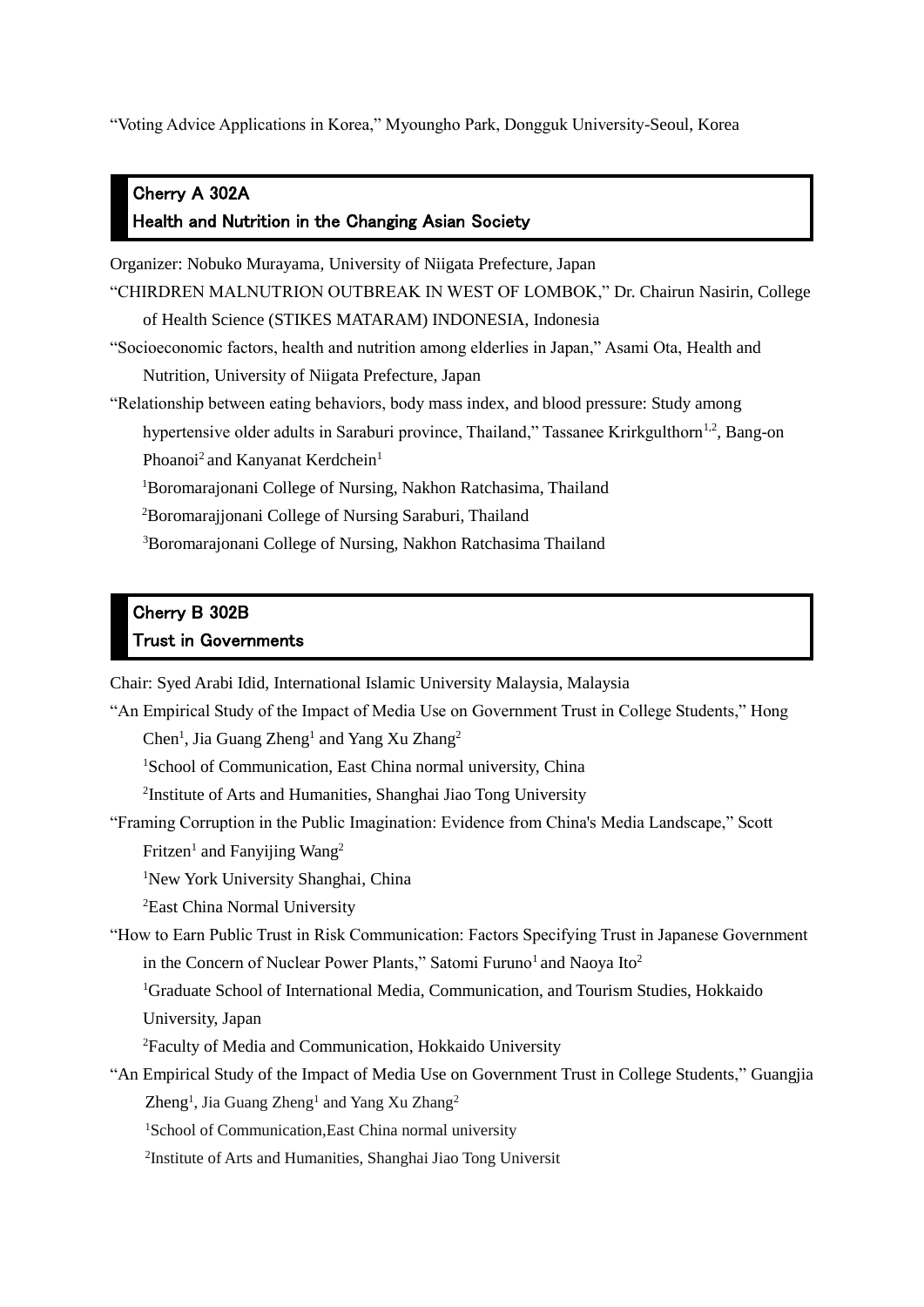"Voting Advice Applications in Korea," Myoungho Park, Dongguk University-Seoul, Korea

## Cherry A 302A
## Health and Nutrition in the Changing Asian Society

Organizer: Nobuko Murayama, University of Niigata Prefecture, Japan

"CHIRDREN MALNUTRION OUTBREAK IN WEST OF LOMBOK," Dr. Chairun Nasirin, College of Health Science (STIKES MATARAM) INDONESIA, Indonesia

"Socioeconomic factors, health and nutrition among elderlies in Japan," Asami Ota, Health and Nutrition, University of Niigata Prefecture, Japan

"Relationship between eating behaviors, body mass index, and blood pressure: Study among hypertensive older adults in Saraburi province, Thailand," Tassanee Krirkgulthorn[1,2], Bang-on Phoanoi[2] and Kanyanat Kerdchein[1]

[1]Boromarajonani College of Nursing, Nakhon Ratchasima, Thailand

[2]Boromarajjonani College of Nursing Saraburi, Thailand

[3]Boromarajonani College of Nursing, Nakhon Ratchasima Thailand

## Cherry B 302B
## Trust in Governments

Chair: Syed Arabi Idid, International Islamic University Malaysia, Malaysia

"An Empirical Study of the Impact of Media Use on Government Trust in College Students," Hong Chen[1], Jia Guang Zheng[1] and Yang Xu Zhang[2]

[1]School of Communication, East China normal university, China

[2]Institute of Arts and Humanities, Shanghai Jiao Tong University

"Framing Corruption in the Public Imagination: Evidence from China's Media Landscape," Scott Fritzen[1] and Fanyijing Wang[2]

[1]New York University Shanghai, China

[2]East China Normal University

"How to Earn Public Trust in Risk Communication: Factors Specifying Trust in Japanese Government in the Concern of Nuclear Power Plants," Satomi Furuno[1] and Naoya Ito[2]

[1]Graduate School of International Media, Communication, and Tourism Studies, Hokkaido University, Japan

[2]Faculty of Media and Communication, Hokkaido University

"An Empirical Study of the Impact of Media Use on Government Trust in College Students," Guangjia Zheng[1], Jia Guang Zheng[1] and Yang Xu Zhang[2]

[1]School of Communication,East China normal university

[2]Institute of Arts and Humanities, Shanghai Jiao Tong Universit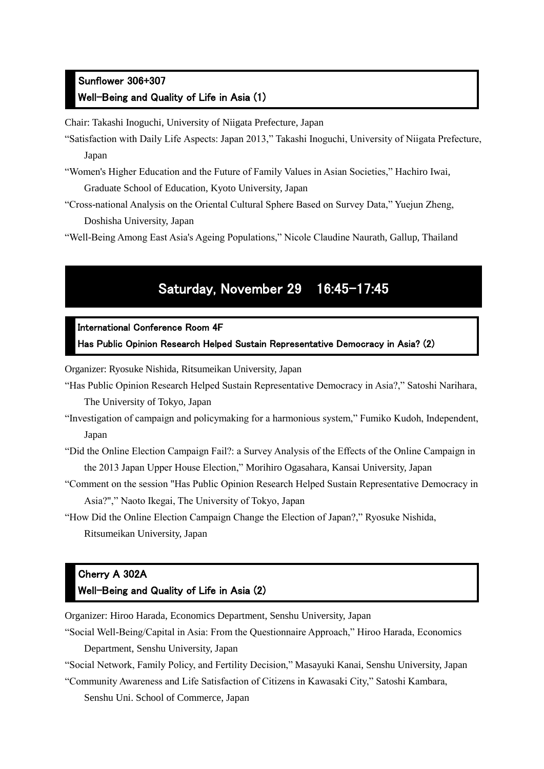### Sunflower 306+307
### Well-Being and Quality of Life in Asia (1)

Chair: Takashi Inoguchi, University of Niigata Prefecture, Japan

"Satisfaction with Daily Life Aspects: Japan 2013," Takashi Inoguchi, University of Niigata Prefecture, Japan

"Women's Higher Education and the Future of Family Values in Asian Societies," Hachiro Iwai, Graduate School of Education, Kyoto University, Japan

"Cross-national Analysis on the Oriental Cultural Sphere Based on Survey Data," Yuejun Zheng, Doshisha University, Japan

"Well-Being Among East Asia's Ageing Populations," Nicole Claudine Naurath, Gallup, Thailand

## Saturday, November 29　16:45-17:45

### International Conference Room 4F
### Has Public Opinion Research Helped Sustain Representative Democracy in Asia? (2)

Organizer: Ryosuke Nishida, Ritsumeikan University, Japan

"Has Public Opinion Research Helped Sustain Representative Democracy in Asia?," Satoshi Narihara, The University of Tokyo, Japan

"Investigation of campaign and policymaking for a harmonious system," Fumiko Kudoh, Independent, Japan

"Did the Online Election Campaign Fail?: a Survey Analysis of the Effects of the Online Campaign in the 2013 Japan Upper House Election," Morihiro Ogasahara, Kansai University, Japan

"Comment on the session "Has Public Opinion Research Helped Sustain Representative Democracy in Asia?"," Naoto Ikegai, The University of Tokyo, Japan

"How Did the Online Election Campaign Change the Election of Japan?," Ryosuke Nishida, Ritsumeikan University, Japan

### Cherry A 302A
### Well-Being and Quality of Life in Asia (2)

Organizer: Hiroo Harada, Economics Department, Senshu University, Japan

"Social Well-Being/Capital in Asia: From the Questionnaire Approach," Hiroo Harada, Economics Department, Senshu University, Japan

"Social Network, Family Policy, and Fertility Decision," Masayuki Kanai, Senshu University, Japan

"Community Awareness and Life Satisfaction of Citizens in Kawasaki City," Satoshi Kambara, Senshu Uni. School of Commerce, Japan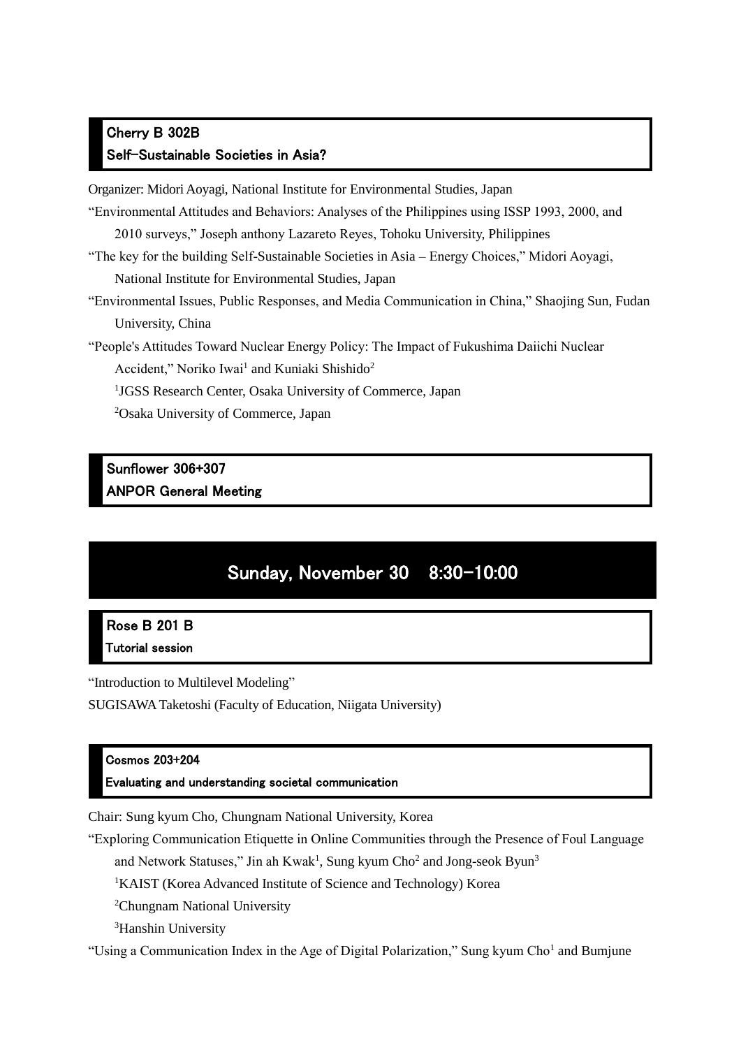### Cherry B 302B
### Self-Sustainable Societies in Asia?

Organizer: Midori Aoyagi, National Institute for Environmental Studies, Japan

"Environmental Attitudes and Behaviors: Analyses of the Philippines using ISSP 1993, 2000, and 2010 surveys," Joseph anthony Lazareto Reyes, Tohoku University, Philippines

"The key for the building Self-Sustainable Societies in Asia – Energy Choices," Midori Aoyagi, National Institute for Environmental Studies, Japan

"Environmental Issues, Public Responses, and Media Communication in China," Shaojing Sun, Fudan University, China

"People's Attitudes Toward Nuclear Energy Policy: The Impact of Fukushima Daiichi Nuclear Accident," Noriko Iwai[1] and Kuniaki Shishido[2]

[1]JGSS Research Center, Osaka University of Commerce, Japan

[2]Osaka University of Commerce, Japan

### Sunflower 306+307
### ANPOR General Meeting

## Sunday, November 30　8:30-10:00

### Rose B 201 B
### Tutorial session

"Introduction to Multilevel Modeling"

SUGISAWA Taketoshi (Faculty of Education, Niigata University)

### Cosmos 203+204
### Evaluating and understanding societal communication

Chair: Sung kyum Cho, Chungnam National University, Korea

"Exploring Communication Etiquette in Online Communities through the Presence of Foul Language and Network Statuses," Jin ah Kwak[1], Sung kyum Cho[2] and Jong-seok Byun[3]

[1]KAIST (Korea Advanced Institute of Science and Technology) Korea

[2]Chungnam National University

[3]Hanshin University

"Using a Communication Index in the Age of Digital Polarization," Sung kyum Cho[1] and Bumjune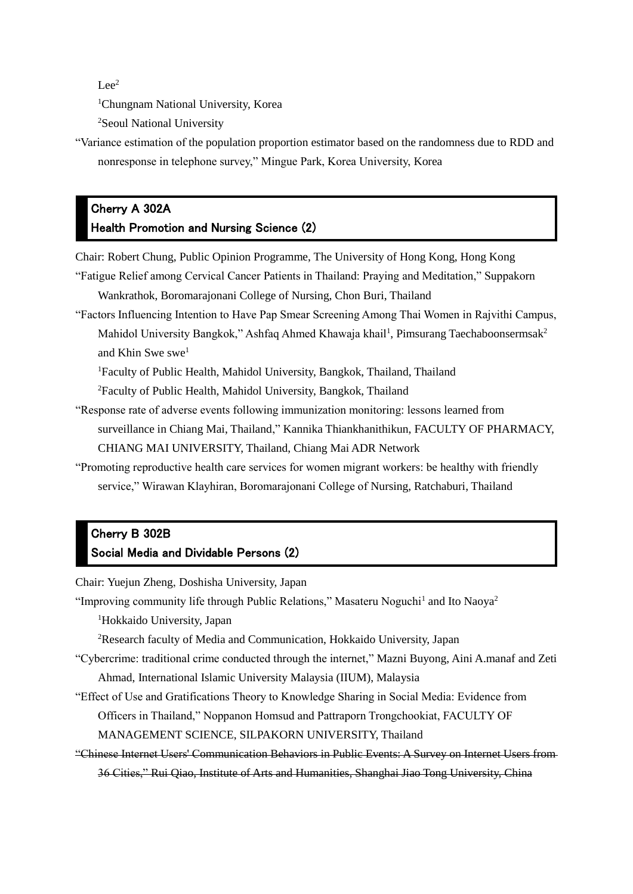Lee[2]

[1]Chungnam National University, Korea

[2]Seoul National University

"Variance estimation of the population proportion estimator based on the randomness due to RDD and nonresponse in telephone survey," Mingue Park, Korea University, Korea

## Cherry A 302A
## Health Promotion and Nursing Science (2)

Chair: Robert Chung, Public Opinion Programme, The University of Hong Kong, Hong Kong

"Fatigue Relief among Cervical Cancer Patients in Thailand: Praying and Meditation," Suppakorn Wankrathok, Boromarajonani College of Nursing, Chon Buri, Thailand

"Factors Influencing Intention to Have Pap Smear Screening Among Thai Women in Rajvithi Campus, Mahidol University Bangkok," Ashfaq Ahmed Khawaja khail[1], Pimsurang Taechaboonsermsak[2] and Khin Swe swe[1]

[1]Faculty of Public Health, Mahidol University, Bangkok, Thailand, Thailand

[2]Faculty of Public Health, Mahidol University, Bangkok, Thailand

"Response rate of adverse events following immunization monitoring: lessons learned from surveillance in Chiang Mai, Thailand," Kannika Thiankhanithikun, FACULTY OF PHARMACY, CHIANG MAI UNIVERSITY, Thailand, Chiang Mai ADR Network

"Promoting reproductive health care services for women migrant workers: be healthy with friendly service," Wirawan Klayhiran, Boromarajonani College of Nursing, Ratchaburi, Thailand

## Cherry B 302B
## Social Media and Dividable Persons (2)

Chair: Yuejun Zheng, Doshisha University, Japan

"Improving community life through Public Relations," Masateru Noguchi[1] and Ito Naoya[2]

[1]Hokkaido University, Japan

[2]Research faculty of Media and Communication, Hokkaido University, Japan

"Cybercrime: traditional crime conducted through the internet," Mazni Buyong, Aini A.manaf and Zeti Ahmad, International Islamic University Malaysia (IIUM), Malaysia

"Effect of Use and Gratifications Theory to Knowledge Sharing in Social Media: Evidence from Officers in Thailand," Noppanon Homsud and Pattraporn Trongchookiat, FACULTY OF MANAGEMENT SCIENCE, SILPAKORN UNIVERSITY, Thailand

~~"Chinese Internet Users' Communication Behaviors in Public Events: A Survey on Internet Users from 36 Cities," Rui Qiao, Institute of Arts and Humanities, Shanghai Jiao Tong University, China~~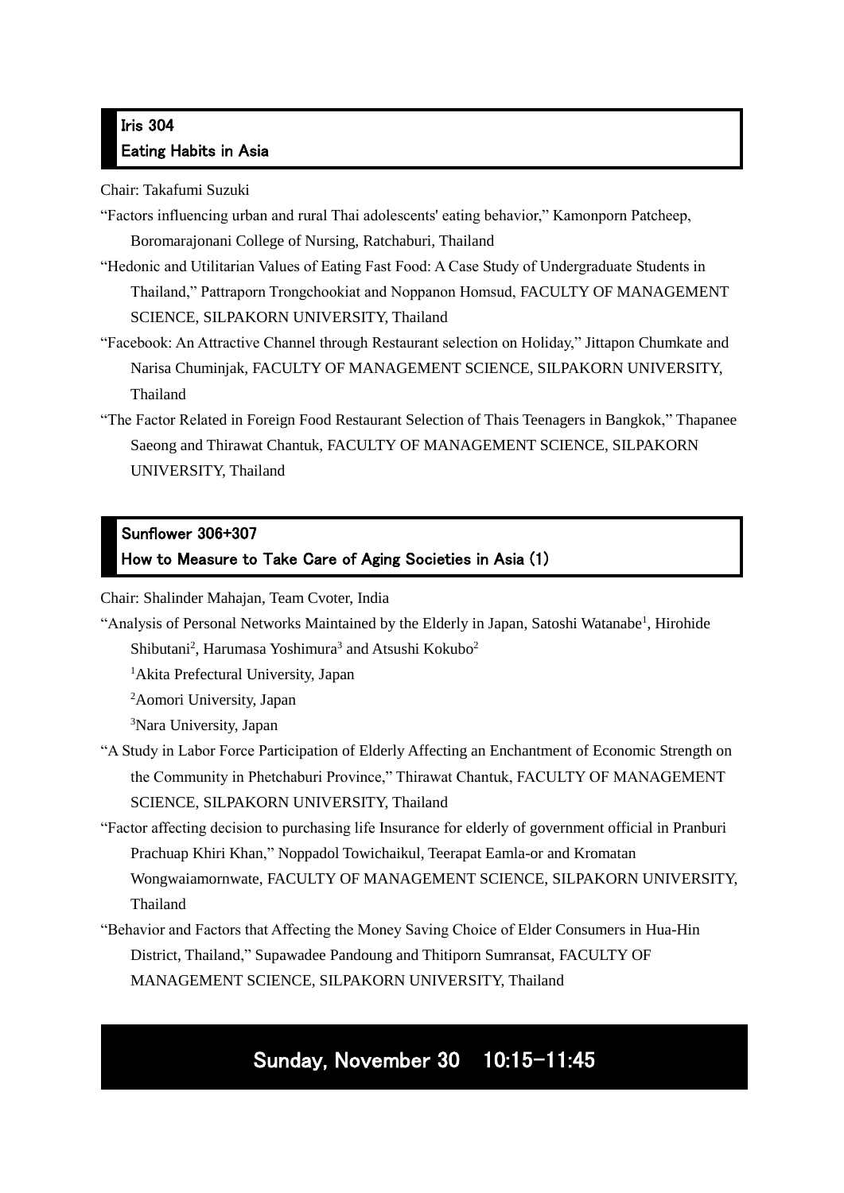## Iris 304
## Eating Habits in Asia

Chair: Takafumi Suzuki

"Factors influencing urban and rural Thai adolescents' eating behavior," Kamonporn Patcheep, Boromarajonani College of Nursing, Ratchaburi, Thailand

"Hedonic and Utilitarian Values of Eating Fast Food: A Case Study of Undergraduate Students in Thailand," Pattraporn Trongchookiat and Noppanon Homsud, FACULTY OF MANAGEMENT SCIENCE, SILPAKORN UNIVERSITY, Thailand

"Facebook: An Attractive Channel through Restaurant selection on Holiday," Jittapon Chumkate and Narisa Chuminjak, FACULTY OF MANAGEMENT SCIENCE, SILPAKORN UNIVERSITY, Thailand

"The Factor Related in Foreign Food Restaurant Selection of Thais Teenagers in Bangkok," Thapanee Saeong and Thirawat Chantuk, FACULTY OF MANAGEMENT SCIENCE, SILPAKORN UNIVERSITY, Thailand

## Sunflower 306+307
## How to Measure to Take Care of Aging Societies in Asia (1)

Chair: Shalinder Mahajan, Team Cvoter, India

"Analysis of Personal Networks Maintained by the Elderly in Japan, Satoshi Watanabe[1], Hirohide Shibutani[2], Harumasa Yoshimura[3] and Atsushi Kokubo[2]

[1]Akita Prefectural University, Japan

[2]Aomori University, Japan

[3]Nara University, Japan

"A Study in Labor Force Participation of Elderly Affecting an Enchantment of Economic Strength on the Community in Phetchaburi Province," Thirawat Chantuk, FACULTY OF MANAGEMENT SCIENCE, SILPAKORN UNIVERSITY, Thailand

"Factor affecting decision to purchasing life Insurance for elderly of government official in Pranburi Prachuap Khiri Khan," Noppadol Towichaikul, Teerapat Eamla-or and Kromatan Wongwaiamornwate, FACULTY OF MANAGEMENT SCIENCE, SILPAKORN UNIVERSITY, Thailand

"Behavior and Factors that Affecting the Money Saving Choice of Elder Consumers in Hua-Hin District, Thailand," Supawadee Pandoung and Thitiporn Sumransat, FACULTY OF MANAGEMENT SCIENCE, SILPAKORN UNIVERSITY, Thailand

# Sunday, November 30　10:15–11:45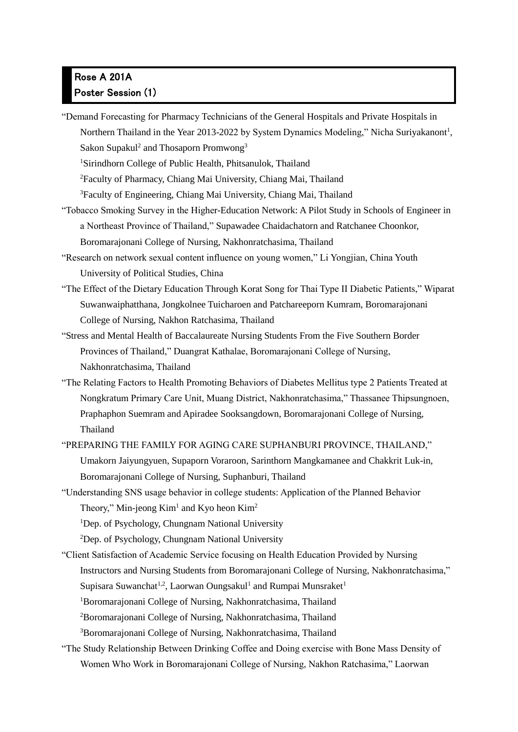## Rose A 201A
## Poster Session (1)

"Demand Forecasting for Pharmacy Technicians of the General Hospitals and Private Hospitals in Northern Thailand in the Year 2013-2022 by System Dynamics Modeling," Nicha Suriyakanont[1], Sakon Supakul[2] and Thosaporn Promwong[3]

[1]Sirindhorn College of Public Health, Phitsanulok, Thailand

[2]Faculty of Pharmacy, Chiang Mai University, Chiang Mai, Thailand

[3]Faculty of Engineering, Chiang Mai University, Chiang Mai, Thailand

"Tobacco Smoking Survey in the Higher-Education Network: A Pilot Study in Schools of Engineer in a Northeast Province of Thailand," Supawadee Chaidachatorn and Ratchanee Choonkor, Boromarajonani College of Nursing, Nakhonratchasima, Thailand

"Research on network sexual content influence on young women," Li Yongjian, China Youth University of Political Studies, China

"The Effect of the Dietary Education Through Korat Song for Thai Type II Diabetic Patients," Wiparat Suwanwaiphatthana, Jongkolnee Tuicharoen and Patchareeporn Kumram, Boromarajonani College of Nursing, Nakhon Ratchasima, Thailand

"Stress and Mental Health of Baccalaureate Nursing Students From the Five Southern Border Provinces of Thailand," Duangrat Kathalae, Boromarajonani College of Nursing, Nakhonratchasima, Thailand

"The Relating Factors to Health Promoting Behaviors of Diabetes Mellitus type 2 Patients Treated at Nongkratum Primary Care Unit, Muang District, Nakhonratchasima," Thassanee Thipsungnoen, Praphaphon Suemram and Apiradee Sooksangdown, Boromarajonani College of Nursing, Thailand

"PREPARING THE FAMILY FOR AGING CARE SUPHANBURI PROVINCE, THAILAND," Umakorn Jaiyungyuen, Supaporn Voraroon, Sarinthorn Mangkamanee and Chakkrit Luk-in, Boromarajonani College of Nursing, Suphanburi, Thailand

"Understanding SNS usage behavior in college students: Application of the Planned Behavior Theory," Min-jeong Kim[1] and Kyo heon Kim[2]

[1]Dep. of Psychology, Chungnam National University

[2]Dep. of Psychology, Chungnam National University

"Client Satisfaction of Academic Service focusing on Health Education Provided by Nursing Instructors and Nursing Students from Boromarajonani College of Nursing, Nakhonratchasima," Supisara Suwanchat[1,2], Laorwan Oungsakul[1] and Rumpai Munsraket[1]

[1]Boromarajonani College of Nursing, Nakhonratchasima, Thailand

[2]Boromarajonani College of Nursing, Nakhonratchasima, Thailand

[3]Boromarajonani College of Nursing, Nakhonratchasima, Thailand

"The Study Relationship Between Drinking Coffee and Doing exercise with Bone Mass Density of Women Who Work in Boromarajonani College of Nursing, Nakhon Ratchasima," Laorwan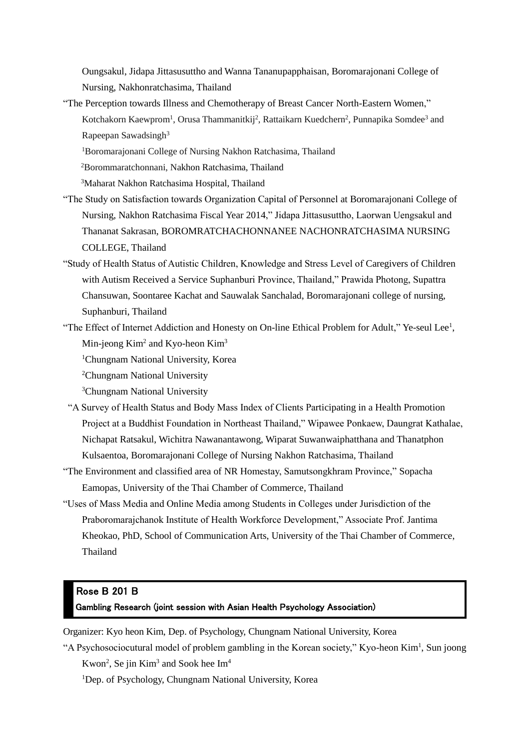Oungsakul, Jidapa Jittasusuttho and Wanna Tananupapphaisan, Boromarajonani College of Nursing, Nakhonratchasima, Thailand

"The Perception towards Illness and Chemotherapy of Breast Cancer North-Eastern Women," Kotchakorn Kaewprom[1], Orusa Thammanitkij[2], Rattaikarn Kuedchern[2], Punnapika Somdee[3] and Rapeepan Sawadsingh[3]

[1]Boromarajonani College of Nursing Nakhon Ratchasima, Thailand

[2]Borommaratchonnani, Nakhon Ratchasima, Thailand

[3]Maharat Nakhon Ratchasima Hospital, Thailand

"The Study on Satisfaction towards Organization Capital of Personnel at Boromarajonani College of Nursing, Nakhon Ratchasima Fiscal Year 2014," Jidapa Jittasusuttho, Laorwan Uengsakul and Thananat Sakrasan, BOROMRATCHACHONNANEE NACHONRATCHASIMA NURSING COLLEGE, Thailand

"Study of Health Status of Autistic Children, Knowledge and Stress Level of Caregivers of Children with Autism Received a Service Suphanburi Province, Thailand," Prawida Photong, Supattra Chansuwan, Soontaree Kachat and Sauwalak Sanchalad, Boromarajonani college of nursing, Suphanburi, Thailand

"The Effect of Internet Addiction and Honesty on On-line Ethical Problem for Adult," Ye-seul Lee[1], Min-jeong Kim[2] and Kyo-heon Kim[3]

[1]Chungnam National University, Korea

[2]Chungnam National University

[3]Chungnam National University

"A Survey of Health Status and Body Mass Index of Clients Participating in a Health Promotion Project at a Buddhist Foundation in Northeast Thailand," Wipawee Ponkaew, Daungrat Kathalae, Nichapat Ratsakul, Wichitra Nawanantawong, Wiparat Suwanwaiphatthana and Thanatphon Kulsaentoa, Boromarajonani College of Nursing Nakhon Ratchasima, Thailand

"The Environment and classified area of NR Homestay, Samutsongkhram Province," Sopacha Eamopas, University of the Thai Chamber of Commerce, Thailand

"Uses of Mass Media and Online Media among Students in Colleges under Jurisdiction of the Praboromarajchanok Institute of Health Workforce Development," Associate Prof. Jantima Kheokao, PhD, School of Communication Arts, University of the Thai Chamber of Commerce, Thailand

## Rose B 201 B

### Gambling Research (joint session with Asian Health Psychology Association)

Organizer: Kyo heon Kim, Dep. of Psychology, Chungnam National University, Korea

"A Psychosociocutural model of problem gambling in the Korean society," Kyo-heon Kim[1], Sun joong Kwon[2], Se jin Kim[3] and Sook hee Im[4]

[1]Dep. of Psychology, Chungnam National University, Korea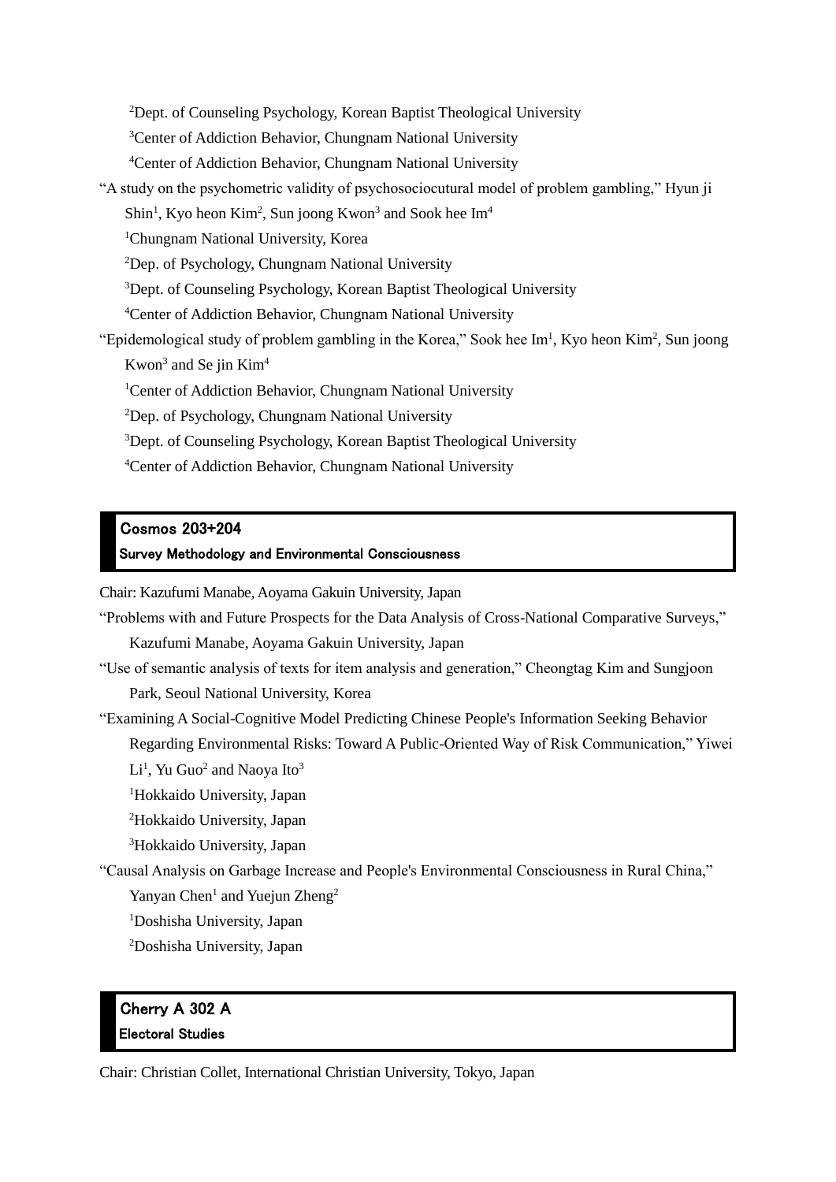[2]Dept. of Counseling Psychology, Korean Baptist Theological University

[3]Center of Addiction Behavior, Chungnam National University

[4]Center of Addiction Behavior, Chungnam National University

"A study on the psychometric validity of psychosociocutural model of problem gambling," Hyun ji Shin[1], Kyo heon Kim[2], Sun joong Kwon[3] and Sook hee Im[4]

[1]Chungnam National University, Korea

[2]Dep. of Psychology, Chungnam National University

[3]Dept. of Counseling Psychology, Korean Baptist Theological University

[4]Center of Addiction Behavior, Chungnam National University

"Epidemological study of problem gambling in the Korea," Sook hee Im[1], Kyo heon Kim[2], Sun joong Kwon[3] and Se jin Kim[4]

[1]Center of Addiction Behavior, Chungnam National University

[2]Dep. of Psychology, Chungnam National University

[3]Dept. of Counseling Psychology, Korean Baptist Theological University

[4]Center of Addiction Behavior, Chungnam National University

## Cosmos 203+204

### Survey Methodology and Environmental Consciousness

Chair: Kazufumi Manabe, Aoyama Gakuin University, Japan

"Problems with and Future Prospects for the Data Analysis of Cross-National Comparative Surveys," Kazufumi Manabe, Aoyama Gakuin University, Japan

"Use of semantic analysis of texts for item analysis and generation," Cheongtag Kim and Sungjoon Park, Seoul National University, Korea

"Examining A Social-Cognitive Model Predicting Chinese People's Information Seeking Behavior Regarding Environmental Risks: Toward A Public-Oriented Way of Risk Communication," Yiwei Li[1], Yu Guo[2] and Naoya Ito[3]

[1]Hokkaido University, Japan

[2]Hokkaido University, Japan

[3]Hokkaido University, Japan

"Causal Analysis on Garbage Increase and People's Environmental Consciousness in Rural China," Yanyan Chen[1] and Yuejun Zheng[2]

[1]Doshisha University, Japan

[2]Doshisha University, Japan

## Cherry A 302 A

### Electoral Studies

Chair: Christian Collet, International Christian University, Tokyo, Japan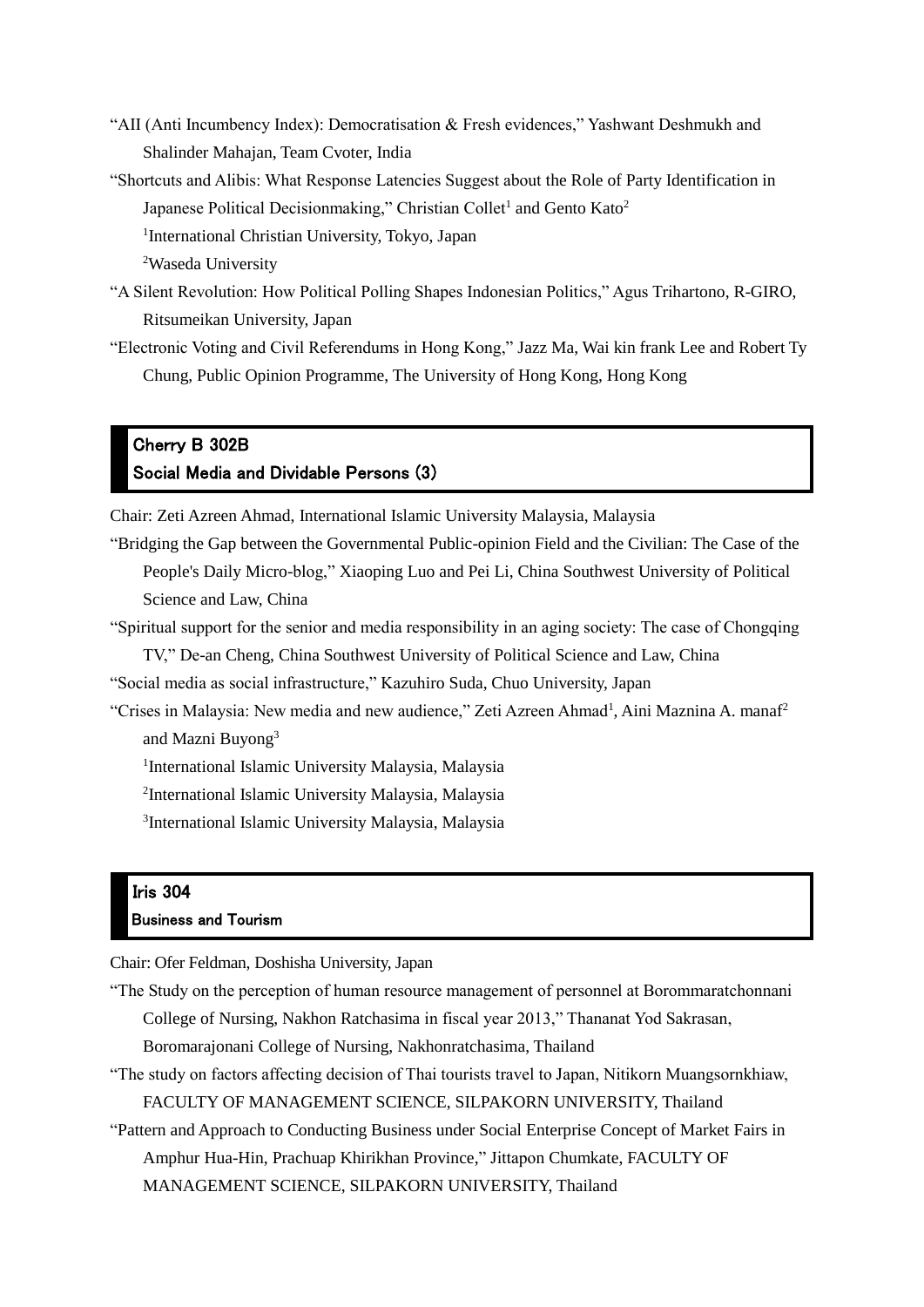"AII (Anti Incumbency Index): Democratisation & Fresh evidences," Yashwant Deshmukh and Shalinder Mahajan, Team Cvoter, India

"Shortcuts and Alibis: What Response Latencies Suggest about the Role of Party Identification in Japanese Political Decisionmaking," Christian Collet[1] and Gento Kato[2]

[1]International Christian University, Tokyo, Japan

[2]Waseda University

"A Silent Revolution: How Political Polling Shapes Indonesian Politics," Agus Trihartono, R-GIRO, Ritsumeikan University, Japan

"Electronic Voting and Civil Referendums in Hong Kong," Jazz Ma, Wai kin frank Lee and Robert Ty Chung, Public Opinion Programme, The University of Hong Kong, Hong Kong

## Cherry B 302B
## Social Media and Dividable Persons (3)

Chair: Zeti Azreen Ahmad, International Islamic University Malaysia, Malaysia

"Bridging the Gap between the Governmental Public-opinion Field and the Civilian: The Case of the People's Daily Micro-blog," Xiaoping Luo and Pei Li, China Southwest University of Political Science and Law, China

"Spiritual support for the senior and media responsibility in an aging society: The case of Chongqing TV," De-an Cheng, China Southwest University of Political Science and Law, China

"Social media as social infrastructure," Kazuhiro Suda, Chuo University, Japan

"Crises in Malaysia: New media and new audience," Zeti Azreen Ahmad[1], Aini Maznina A. manaf[2] and Mazni Buyong[3]

[1]International Islamic University Malaysia, Malaysia

[2]International Islamic University Malaysia, Malaysia

[3]International Islamic University Malaysia, Malaysia

## Iris 304
## Business and Tourism

Chair: Ofer Feldman, Doshisha University, Japan

"The Study on the perception of human resource management of personnel at Borommaratchonnani College of Nursing, Nakhon Ratchasima in fiscal year 2013," Thananat Yod Sakrasan, Boromarajonani College of Nursing, Nakhonratchasima, Thailand

"The study on factors affecting decision of Thai tourists travel to Japan, Nitikorn Muangsornkhiaw, FACULTY OF MANAGEMENT SCIENCE, SILPAKORN UNIVERSITY, Thailand

"Pattern and Approach to Conducting Business under Social Enterprise Concept of Market Fairs in Amphur Hua-Hin, Prachuap Khirikhan Province," Jittapon Chumkate, FACULTY OF MANAGEMENT SCIENCE, SILPAKORN UNIVERSITY, Thailand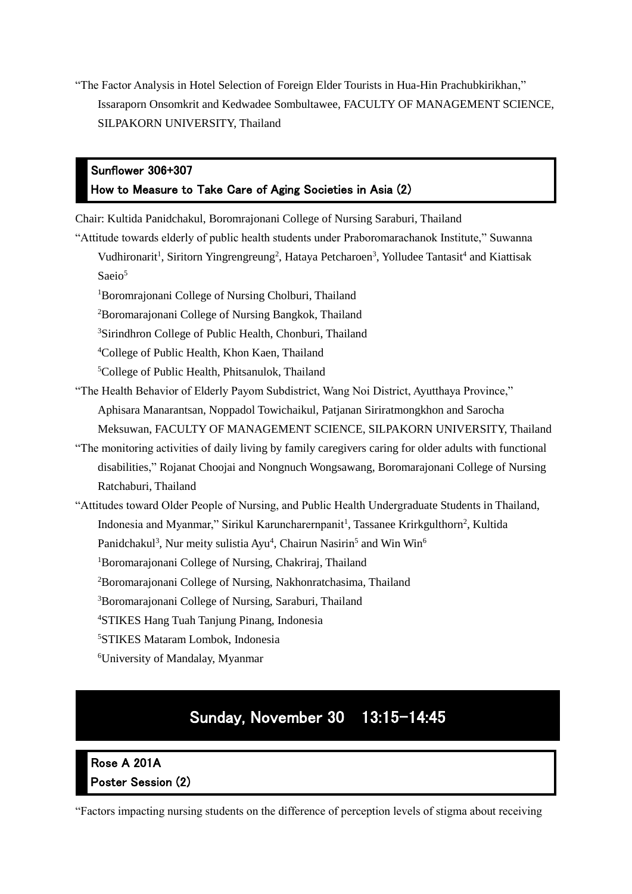"The Factor Analysis in Hotel Selection of Foreign Elder Tourists in Hua-Hin Prachubkirikhan," Issaraporn Onsomkrit and Kedwadee Sombultawee, FACULTY OF MANAGEMENT SCIENCE, SILPAKORN UNIVERSITY, Thailand

### Sunflower 306+307
### How to Measure to Take Care of Aging Societies in Asia (2)

Chair: Kultida Panidchakul, Boromrajonani College of Nursing Saraburi, Thailand

"Attitude towards elderly of public health students under Praboromarachanok Institute," Suwanna Vudhironarit[1], Siritorn Yingrengreung[2], Hataya Petcharoen[3], Yolludee Tantasit[4] and Kiattisak Saeio[5]

[1]Boromrajonani College of Nursing Cholburi, Thailand

[2]Boromarajonani College of Nursing Bangkok, Thailand

[3]Sirindhron College of Public Health, Chonburi, Thailand

[4]College of Public Health, Khon Kaen, Thailand

[5]College of Public Health, Phitsanulok, Thailand

"The Health Behavior of Elderly Payom Subdistrict, Wang Noi District, Ayutthaya Province," Aphisara Manarantsan, Noppadol Towichaikul, Patjanan Siriratmongkhon and Sarocha Meksuwan, FACULTY OF MANAGEMENT SCIENCE, SILPAKORN UNIVERSITY, Thailand

"The monitoring activities of daily living by family caregivers caring for older adults with functional disabilities," Rojanat Choojai and Nongnuch Wongsawang, Boromarajonani College of Nursing Ratchaburi, Thailand

"Attitudes toward Older People of Nursing, and Public Health Undergraduate Students in Thailand, Indonesia and Myanmar," Sirikul Karuncharernpanit[1], Tassanee Krirkgulthorn[2], Kultida Panidchakul[3], Nur meity sulistia Ayu[4], Chairun Nasirin[5] and Win Win[6]

[1]Boromarajonani College of Nursing, Chakriraj, Thailand

[2]Boromarajonani College of Nursing, Nakhonratchasima, Thailand

[3]Boromarajonani College of Nursing, Saraburi, Thailand

[4]STIKES Hang Tuah Tanjung Pinang, Indonesia

[5]STIKES Mataram Lombok, Indonesia

[6]University of Mandalay, Myanmar

## Sunday, November 30　13:15-14:45

### Rose A 201A
### Poster Session (2)

"Factors impacting nursing students on the difference of perception levels of stigma about receiving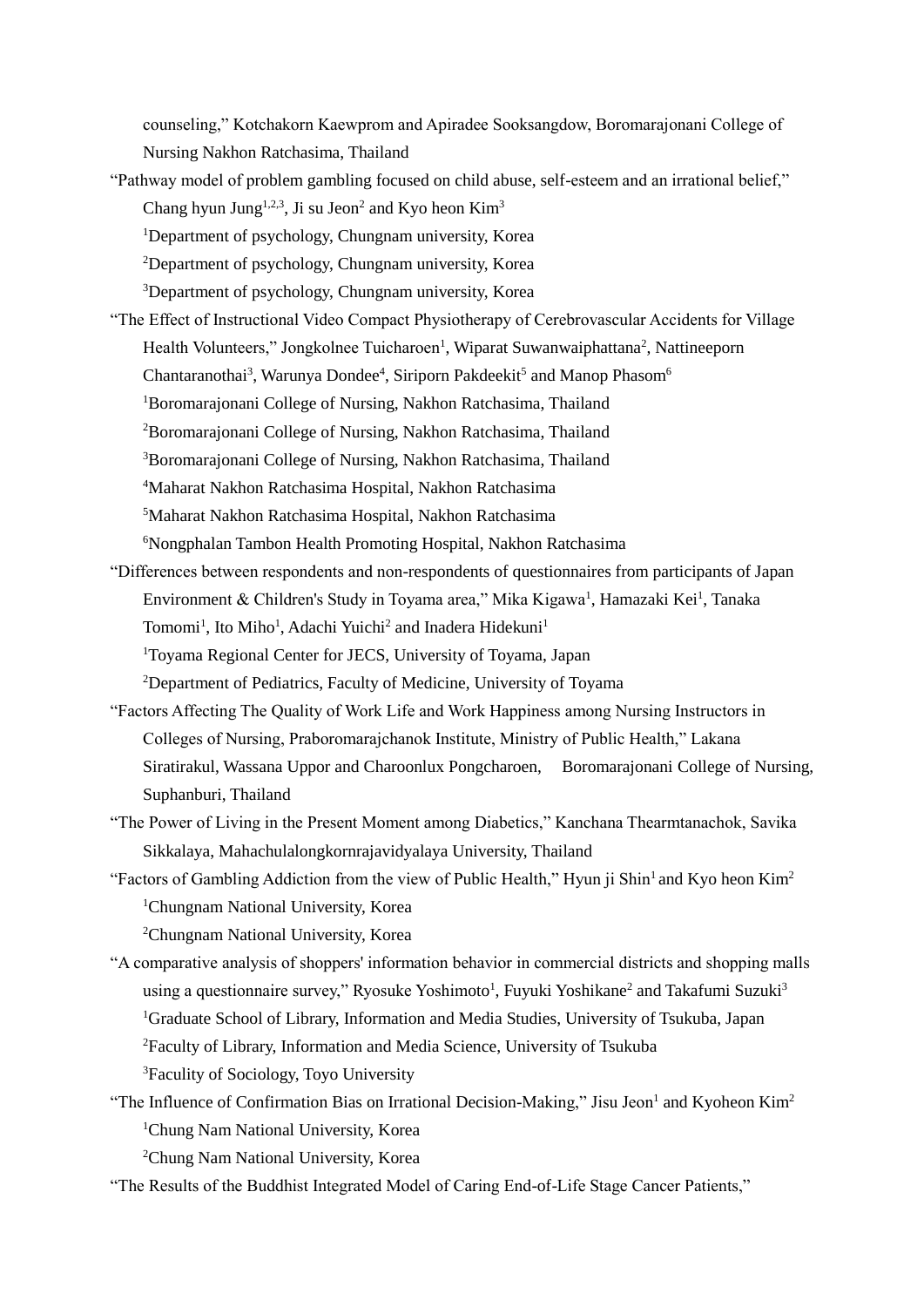counseling," Kotchakorn Kaewprom and Apiradee Sooksangdow, Boromarajonani College of Nursing Nakhon Ratchasima, Thailand

"Pathway model of problem gambling focused on child abuse, self-esteem and an irrational belief," Chang hyun Jung[1,2,3], Ji su Jeon[2] and Kyo heon Kim[3]

[1]Department of psychology, Chungnam university, Korea

[2]Department of psychology, Chungnam university, Korea

[3]Department of psychology, Chungnam university, Korea

"The Effect of Instructional Video Compact Physiotherapy of Cerebrovascular Accidents for Village Health Volunteers," Jongkolnee Tuicharoen[1], Wiparat Suwanwaiphattana[2], Nattineeporn Chantaranothai[3], Warunya Dondee[4], Siriporn Pakdeekit[5] and Manop Phasom[6]

[1]Boromarajonani College of Nursing, Nakhon Ratchasima, Thailand

[2]Boromarajonani College of Nursing, Nakhon Ratchasima, Thailand

[3]Boromarajonani College of Nursing, Nakhon Ratchasima, Thailand

[4]Maharat Nakhon Ratchasima Hospital, Nakhon Ratchasima

[5]Maharat Nakhon Ratchasima Hospital, Nakhon Ratchasima

[6]Nongphalan Tambon Health Promoting Hospital, Nakhon Ratchasima

"Differences between respondents and non-respondents of questionnaires from participants of Japan Environment & Children's Study in Toyama area," Mika Kigawa[1], Hamazaki Kei[1], Tanaka Tomomi[1], Ito Miho[1], Adachi Yuichi[2] and Inadera Hidekuni[1]

[1]Toyama Regional Center for JECS, University of Toyama, Japan

[2]Department of Pediatrics, Faculty of Medicine, University of Toyama

"Factors Affecting The Quality of Work Life and Work Happiness among Nursing Instructors in Colleges of Nursing, Praboromarajchanok Institute, Ministry of Public Health," Lakana Siratirakul, Wassana Uppor and Charoonlux Pongcharoen, Boromarajonani College of Nursing, Suphanburi, Thailand

"The Power of Living in the Present Moment among Diabetics," Kanchana Thearmtanachok, Savika Sikkalaya, Mahachulalongkornrajavidyalaya University, Thailand

"Factors of Gambling Addiction from the view of Public Health," Hyun ji Shin[1] and Kyo heon Kim[2]

[1]Chungnam National University, Korea

[2]Chungnam National University, Korea

"A comparative analysis of shoppers' information behavior in commercial districts and shopping malls using a questionnaire survey," Ryosuke Yoshimoto[1], Fuyuki Yoshikane[2] and Takafumi Suzuki[3]

[1]Graduate School of Library, Information and Media Studies, University of Tsukuba, Japan

[2]Faculty of Library, Information and Media Science, University of Tsukuba

[3]Faculty of Sociology, Toyo University

"The Influence of Confirmation Bias on Irrational Decision-Making," Jisu Jeon[1] and Kyoheon Kim[2]

[1]Chung Nam National University, Korea

[2]Chung Nam National University, Korea

"The Results of the Buddhist Integrated Model of Caring End-of-Life Stage Cancer Patients,"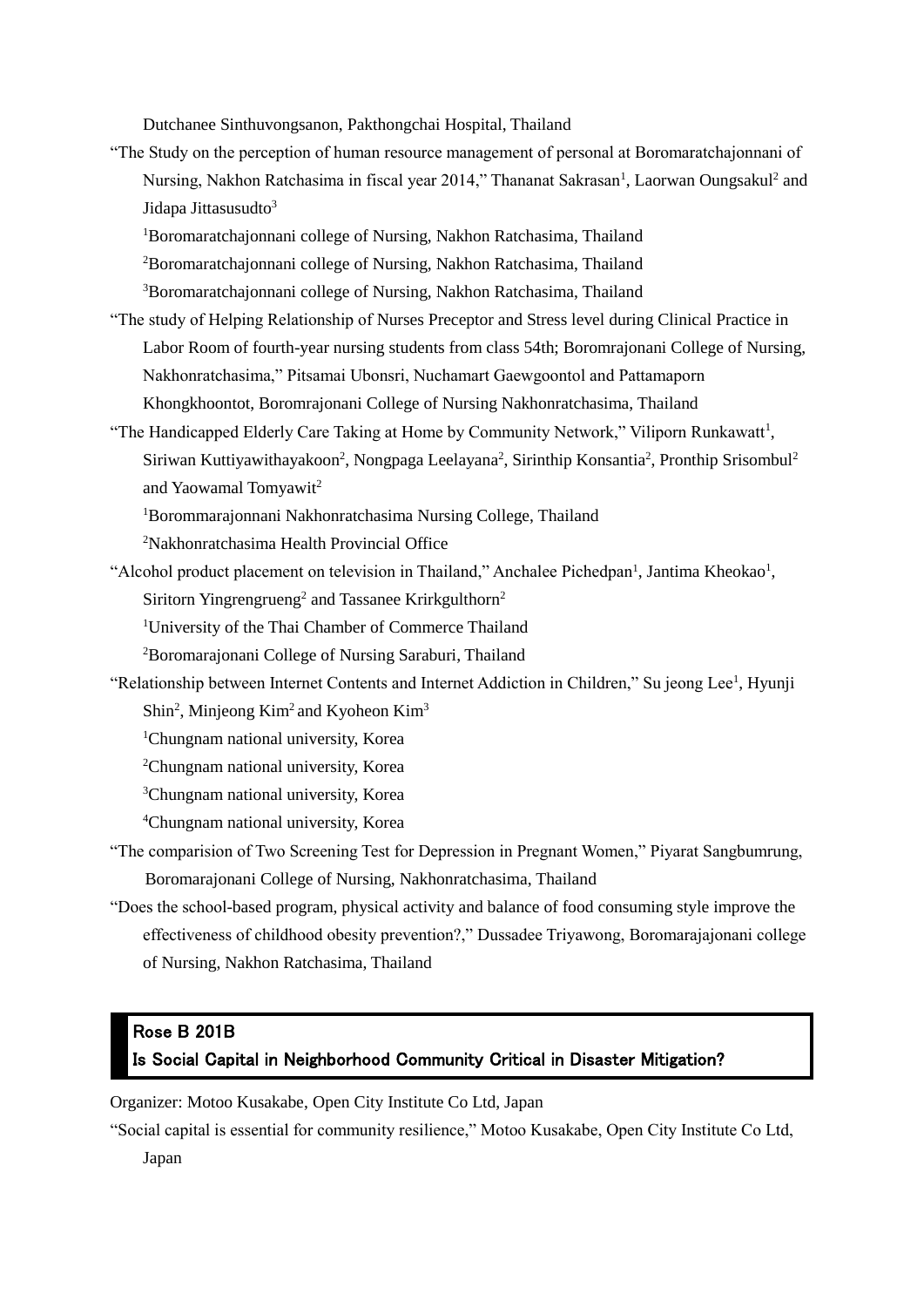Dutchanee Sinthuvongsanon, Pakthongchai Hospital, Thailand

"The Study on the perception of human resource management of personal at Boromaratchajonnani of Nursing, Nakhon Ratchasima in fiscal year 2014," Thananat Sakrasan[1], Laorwan Oungsakul[2] and Jidapa Jittasusudto[3]

[1]Boromaratchajonnani college of Nursing, Nakhon Ratchasima, Thailand

[2]Boromaratchajonnani college of Nursing, Nakhon Ratchasima, Thailand

[3]Boromaratchajonnani college of Nursing, Nakhon Ratchasima, Thailand

"The study of Helping Relationship of Nurses Preceptor and Stress level during Clinical Practice in Labor Room of fourth-year nursing students from class 54th; Boromrajonani College of Nursing, Nakhonratchasima," Pitsamai Ubonsri, Nuchamart Gaewgoontol and Pattamaporn Khongkhoontot, Boromrajonani College of Nursing Nakhonratchasima, Thailand

"The Handicapped Elderly Care Taking at Home by Community Network," Viliporn Runkawatt[1], Siriwan Kuttiyawithayakoon[2], Nongpaga Leelayana[2], Sirinthip Konsantia[2], Pronthip Srisombul[2] and Yaowamal Tomyawit[2]

[1]Borommarajonnani Nakhonratchasima Nursing College, Thailand

[2]Nakhonratchasima Health Provincial Office

"Alcohol product placement on television in Thailand," Anchalee Pichedpan[1], Jantima Kheokao[1], Siritorn Yingrengrueng[2] and Tassanee Krirkgulthorn[2]

[1]University of the Thai Chamber of Commerce Thailand

[2]Boromarajonani College of Nursing Saraburi, Thailand

"Relationship between Internet Contents and Internet Addiction in Children," Su jeong Lee[1], Hyunji Shin[2], Minjeong Kim[2] and Kyoheon Kim[3]

[1]Chungnam national university, Korea

[2]Chungnam national university, Korea

[3]Chungnam national university, Korea

[4]Chungnam national university, Korea

"The comparision of Two Screening Test for Depression in Pregnant Women," Piyarat Sangbumrung, Boromarajonani College of Nursing, Nakhonratchasima, Thailand

"Does the school-based program, physical activity and balance of food consuming style improve the effectiveness of childhood obesity prevention?," Dussadee Triyawong, Boromarajajonani college of Nursing, Nakhon Ratchasima, Thailand

## Rose B 201B
## Is Social Capital in Neighborhood Community Critical in Disaster Mitigation?

Organizer: Motoo Kusakabe, Open City Institute Co Ltd, Japan

"Social capital is essential for community resilience," Motoo Kusakabe, Open City Institute Co Ltd, Japan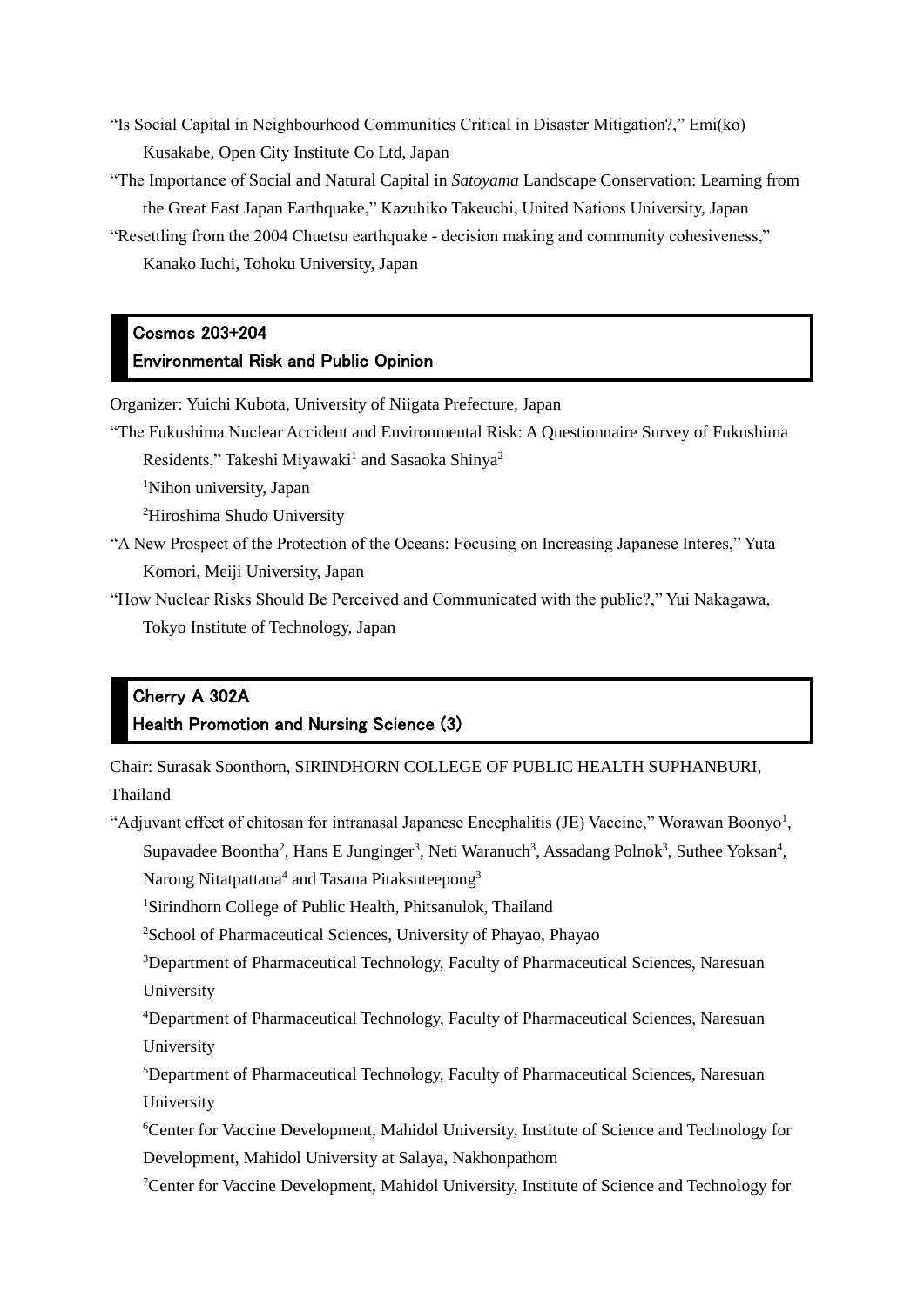“Is Social Capital in Neighbourhood Communities Critical in Disaster Mitigation?,” Emi(ko) Kusakabe, Open City Institute Co Ltd, Japan

“The Importance of Social and Natural Capital in *Satoyama* Landscape Conservation: Learning from the Great East Japan Earthquake,” Kazuhiko Takeuchi, United Nations University, Japan

“Resettling from the 2004 Chuetsu earthquake - decision making and community cohesiveness,” Kanako Iuchi, Tohoku University, Japan

## Cosmos 203+204
## Environmental Risk and Public Opinion

Organizer: Yuichi Kubota, University of Niigata Prefecture, Japan

“The Fukushima Nuclear Accident and Environmental Risk: A Questionnaire Survey of Fukushima Residents,” Takeshi Miyawaki[1] and Sasaoka Shinya[2]

[1]Nihon university, Japan

[2]Hiroshima Shudo University

“A New Prospect of the Protection of the Oceans: Focusing on Increasing Japanese Interes,” Yuta Komori, Meiji University, Japan

“How Nuclear Risks Should Be Perceived and Communicated with the public?,” Yui Nakagawa, Tokyo Institute of Technology, Japan

## Cherry A 302A
## Health Promotion and Nursing Science (3)

Chair: Surasak Soonthorn, SIRINDHORN COLLEGE OF PUBLIC HEALTH SUPHANBURI, Thailand

“Adjuvant effect of chitosan for intranasal Japanese Encephalitis (JE) Vaccine,” Worawan Boonyo[1], Supavadee Boontha[2], Hans E Junginger[3], Neti Waranuch[3], Assadang Polnok[3], Suthee Yoksan[4], Narong Nitatpattana[4] and Tasana Pitaksuteepong[3]

[1]Sirindhorn College of Public Health, Phitsanulok, Thailand

[2]School of Pharmaceutical Sciences, University of Phayao, Phayao

[3]Department of Pharmaceutical Technology, Faculty of Pharmaceutical Sciences, Naresuan University

[4]Department of Pharmaceutical Technology, Faculty of Pharmaceutical Sciences, Naresuan University

[5]Department of Pharmaceutical Technology, Faculty of Pharmaceutical Sciences, Naresuan University

[6]Center for Vaccine Development, Mahidol University, Institute of Science and Technology for Development, Mahidol University at Salaya, Nakhonpathom

[7]Center for Vaccine Development, Mahidol University, Institute of Science and Technology for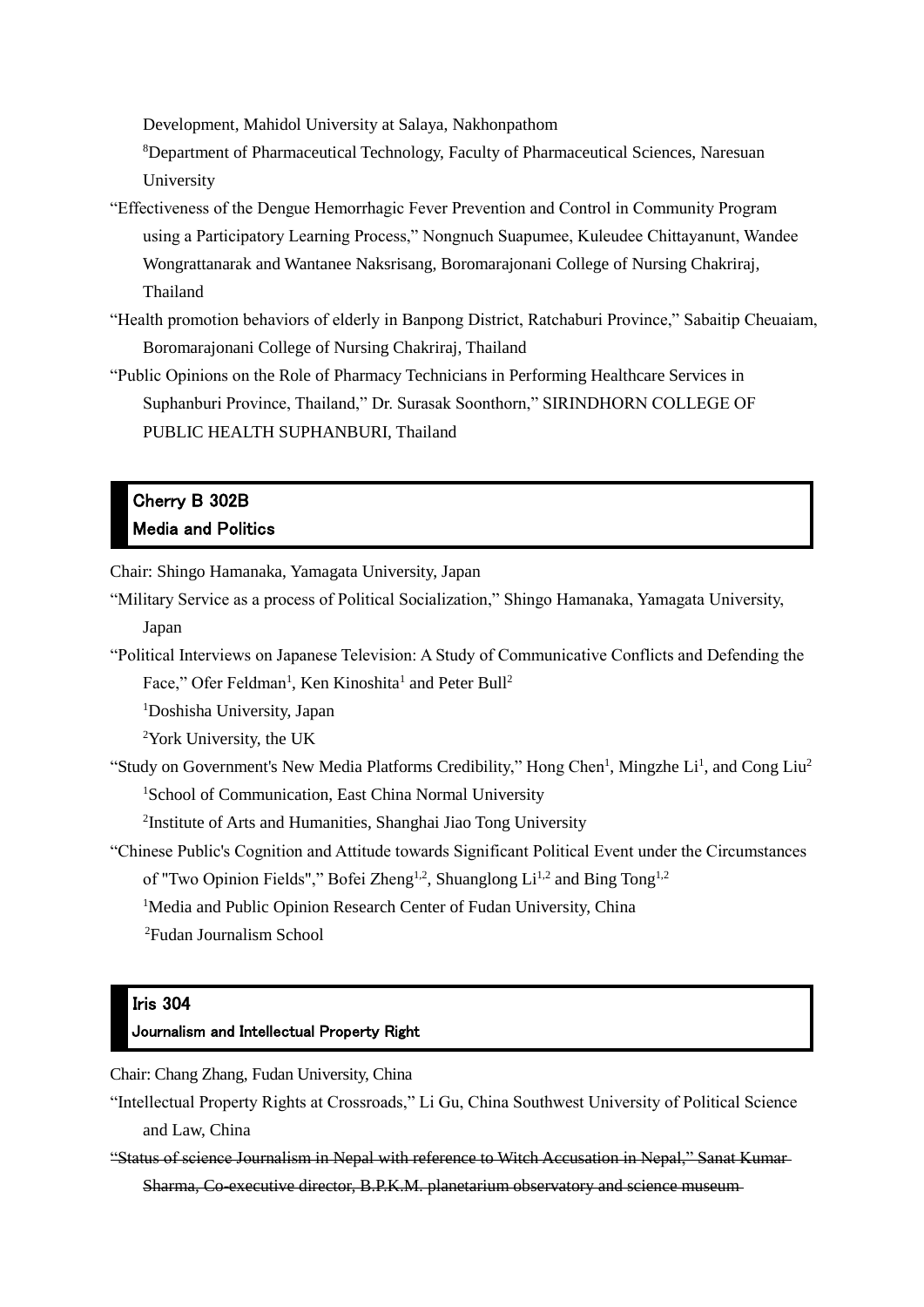Development, Mahidol University at Salaya, Nakhonpathom

[8]Department of Pharmaceutical Technology, Faculty of Pharmaceutical Sciences, Naresuan University

"Effectiveness of the Dengue Hemorrhagic Fever Prevention and Control in Community Program using a Participatory Learning Process," Nongnuch Suapumee, Kuleudee Chittayanunt, Wandee Wongrattanarak and Wantanee Naksrisang, Boromarajonani College of Nursing Chakriraj, Thailand

"Health promotion behaviors of elderly in Banpong District, Ratchaburi Province," Sabaitip Cheuaiam, Boromarajonani College of Nursing Chakriraj, Thailand

"Public Opinions on the Role of Pharmacy Technicians in Performing Healthcare Services in Suphanburi Province, Thailand," Dr. Surasak Soonthorn," SIRINDHORN COLLEGE OF PUBLIC HEALTH SUPHANBURI, Thailand

## Cherry B 302B
## Media and Politics

Chair: Shingo Hamanaka, Yamagata University, Japan

"Military Service as a process of Political Socialization," Shingo Hamanaka, Yamagata University, Japan

"Political Interviews on Japanese Television: A Study of Communicative Conflicts and Defending the Face," Ofer Feldman[1], Ken Kinoshita[1] and Peter Bull[2]

[1]Doshisha University, Japan

[2]York University, the UK

"Study on Government's New Media Platforms Credibility," Hong Chen[1], Mingzhe Li[1], and Cong Liu[2]

[1]School of Communication, East China Normal University

[2]Institute of Arts and Humanities, Shanghai Jiao Tong University

"Chinese Public's Cognition and Attitude towards Significant Political Event under the Circumstances of "Two Opinion Fields"," Bofei Zheng[1,2], Shuanglong Li[1,2] and Bing Tong[1,2]

[1]Media and Public Opinion Research Center of Fudan University, China

[2]Fudan Journalism School

## Iris 304
## Journalism and Intellectual Property Right

Chair: Chang Zhang, Fudan University, China

"Intellectual Property Rights at Crossroads," Li Gu, China Southwest University of Political Science and Law, China

~~"Status of science Journalism in Nepal with reference to Witch Accusation in Nepal," Sanat Kumar Sharma, Co-executive director, B.P.K.M. planetarium observatory and science museum~~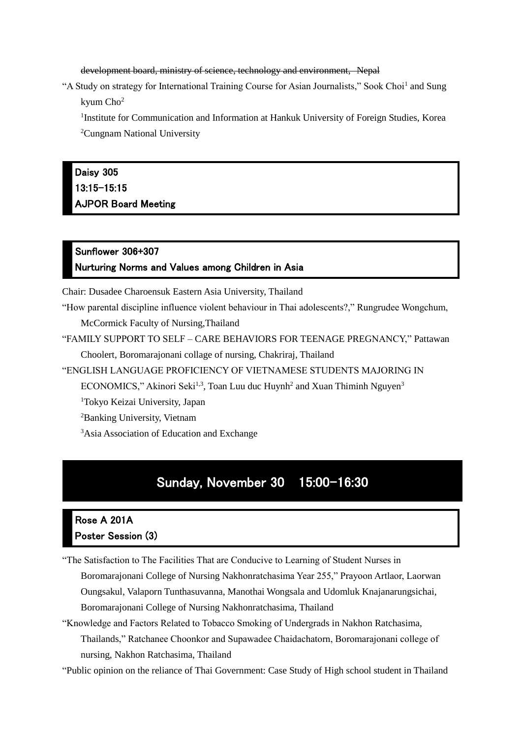~~development board, ministry of science, technology and environment, Nepal~~

"A Study on strategy for International Training Course for Asian Journalists," Sook Choi[1] and Sung kyum Cho[2]

[1]Institute for Communication and Information at Hankuk University of Foreign Studies, Korea

[2]Cungnam National University

**Daisy 305**
**13:15–15:15**
**AJPOR Board Meeting**

**Sunflower 306+307**
**Nurturing Norms and Values among Children in Asia**

Chair: Dusadee Charoensuk Eastern Asia University, Thailand

"How parental discipline influence violent behaviour in Thai adolescents?," Rungrudee Wongchum, McCormick Faculty of Nursing,Thailand

"FAMILY SUPPORT TO SELF – CARE BEHAVIORS FOR TEENAGE PREGNANCY," Pattawan Choolert, Boromarajonani collage of nursing, Chakriraj, Thailand

"ENGLISH LANGUAGE PROFICIENCY OF VIETNAMESE STUDENTS MAJORING IN ECONOMICS," Akinori Seki[1,3], Toan Luu duc Huynh[2] and Xuan Thiminh Nguyen[3]

[1]Tokyo Keizai University, Japan

[2]Banking University, Vietnam

[3]Asia Association of Education and Exchange

## Sunday, November 30　15:00–16:30

**Rose A 201A**
**Poster Session (3)**

"The Satisfaction to The Facilities That are Conducive to Learning of Student Nurses in Boromarajonani College of Nursing Nakhonratchasima Year 255," Prayoon Artlaor, Laorwan Oungsakul, Valaporn Tunthasuvanna, Manothai Wongsala and Udomluk Knajanarungsichai, Boromarajonani College of Nursing Nakhonratchasima, Thailand

"Knowledge and Factors Related to Tobacco Smoking of Undergrads in Nakhon Ratchasima, Thailands," Ratchanee Choonkor and Supawadee Chaidachatorn, Boromarajonani college of nursing, Nakhon Ratchasima, Thailand

"Public opinion on the reliance of Thai Government: Case Study of High school student in Thailand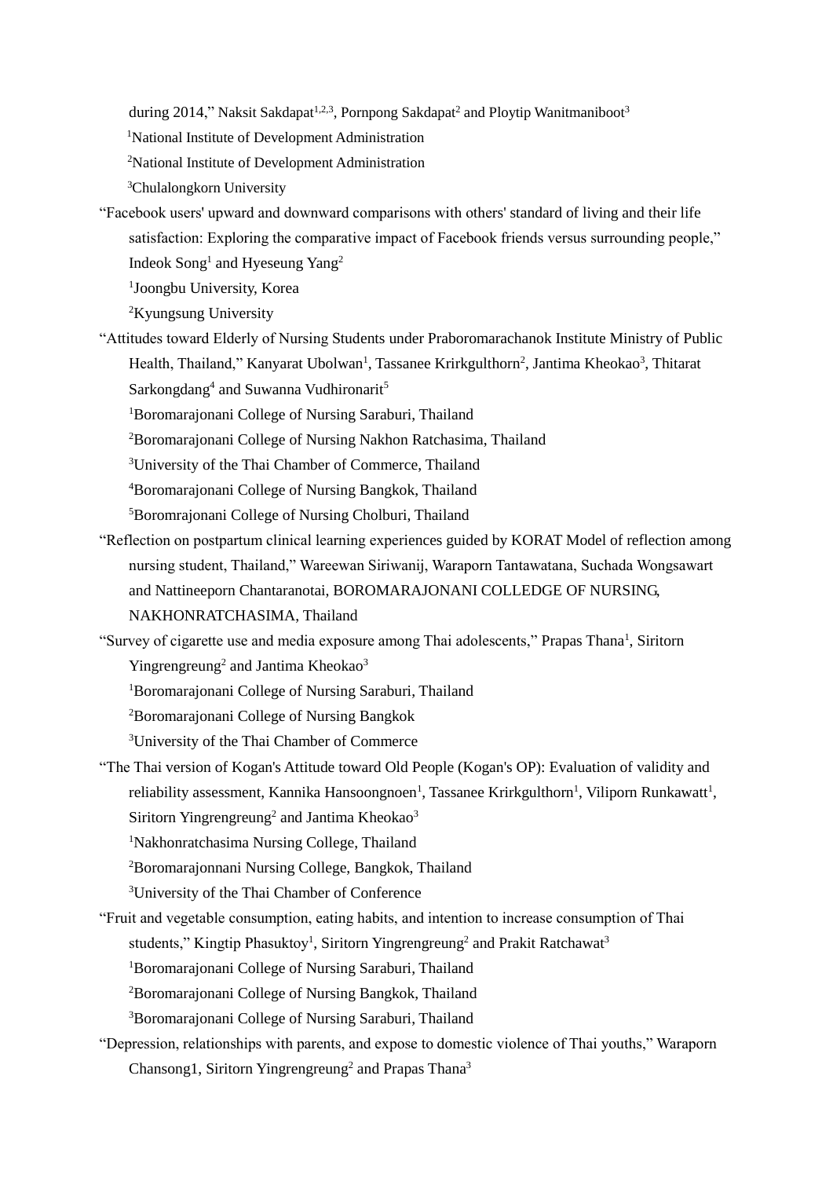during 2014," Naksit Sakdapat[1,2,3], Pornpong Sakdapat[2] and Ploytip Wanitmaniboot[3]

[1]National Institute of Development Administration

[2]National Institute of Development Administration

[3]Chulalongkorn University

"Facebook users' upward and downward comparisons with others' standard of living and their life satisfaction: Exploring the comparative impact of Facebook friends versus surrounding people," Indeok Song[1] and Hyeseung Yang[2]

[1]Joongbu University, Korea

[2]Kyungsung University

"Attitudes toward Elderly of Nursing Students under Praboromarachanok Institute Ministry of Public Health, Thailand," Kanyarat Ubolwan[1], Tassanee Krirkgulthorn[2], Jantima Kheokao[3], Thitarat Sarkongdang[4] and Suwanna Vudhironarit[5]

[1]Boromarajonani College of Nursing Saraburi, Thailand

[2]Boromarajonani College of Nursing Nakhon Ratchasima, Thailand

[3]University of the Thai Chamber of Commerce, Thailand

[4]Boromarajonani College of Nursing Bangkok, Thailand

[5]Boromrajonani College of Nursing Cholburi, Thailand

"Reflection on postpartum clinical learning experiences guided by KORAT Model of reflection among nursing student, Thailand," Wareewan Siriwanij, Waraporn Tantawatana, Suchada Wongsawart and Nattineeporn Chantaranotai, BOROMARAJONANI COLLEDGE OF NURSING, NAKHONRATCHASIMA, Thailand

"Survey of cigarette use and media exposure among Thai adolescents," Prapas Thana[1], Siritorn Yingrengreung[2] and Jantima Kheokao[3]

[1]Boromarajonani College of Nursing Saraburi, Thailand

[2]Boromarajonani College of Nursing Bangkok

[3]University of the Thai Chamber of Commerce

"The Thai version of Kogan's Attitude toward Old People (Kogan's OP): Evaluation of validity and reliability assessment, Kannika Hansoongnoen[1], Tassanee Krirkgulthorn[1], Viliporn Runkawatt[1], Siritorn Yingrengreung[2] and Jantima Kheokao[3]

[1]Nakhonratchasima Nursing College, Thailand

[2]Boromarajonnani Nursing College, Bangkok, Thailand

[3]University of the Thai Chamber of Conference

"Fruit and vegetable consumption, eating habits, and intention to increase consumption of Thai students," Kingtip Phasuktoy[1], Siritorn Yingrengreung[2] and Prakit Ratchawat[3]

[1]Boromarajonani College of Nursing Saraburi, Thailand

[2]Boromarajonani College of Nursing Bangkok, Thailand

[3]Boromarajonani College of Nursing Saraburi, Thailand

"Depression, relationships with parents, and expose to domestic violence of Thai youths," Waraporn Chansong1, Siritorn Yingrengreung[2] and Prapas Thana[3]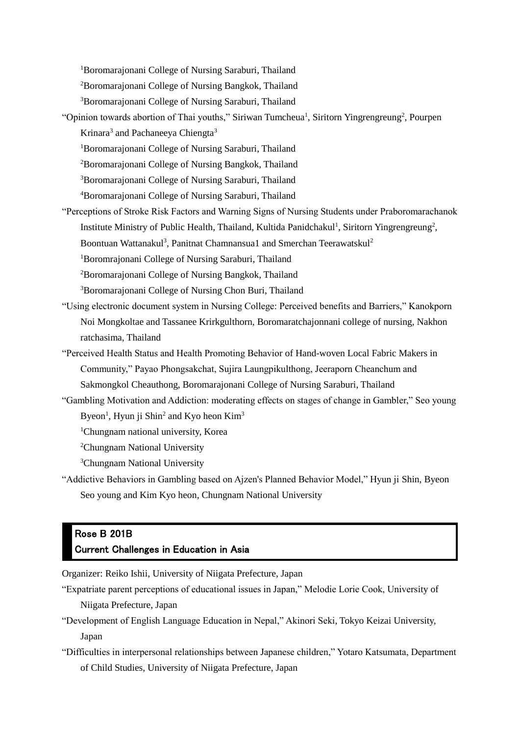[1]Boromarajonani College of Nursing Saraburi, Thailand

[2]Boromarajonani College of Nursing Bangkok, Thailand

[3]Boromarajonani College of Nursing Saraburi, Thailand

"Opinion towards abortion of Thai youths," Siriwan Tumcheua[1], Siritorn Yingrengreung[2], Pourpen Krinara[3] and Pachaneeya Chiengta[3]

[1]Boromarajonani College of Nursing Saraburi, Thailand

[2]Boromarajonani College of Nursing Bangkok, Thailand

[3]Boromarajonani College of Nursing Saraburi, Thailand

[4]Boromarajonani College of Nursing Saraburi, Thailand

"Perceptions of Stroke Risk Factors and Warning Signs of Nursing Students under Praboromarachanok Institute Ministry of Public Health, Thailand, Kultida Panidchakul[1], Siritorn Yingrengreung[2], Boontuan Wattanakul[3], Panitnat Chamnansua1 and Smerchan Teerawatskul[2]

[1]Boromrajonani College of Nursing Saraburi, Thailand

[2]Boromarajonani College of Nursing Bangkok, Thailand

[3]Boromarajonani College of Nursing Chon Buri, Thailand

"Using electronic document system in Nursing College: Perceived benefits and Barriers," Kanokporn Noi Mongkoltae and Tassanee Krirkgulthorn, Boromaratchajonnani college of nursing, Nakhon ratchasima, Thailand

"Perceived Health Status and Health Promoting Behavior of Hand-woven Local Fabric Makers in Community," Payao Phongsakchat, Sujira Laungpikulthong, Jeeraporn Cheanchum and Sakmongkol Cheauthong, Boromarajonani College of Nursing Saraburi, Thailand

"Gambling Motivation and Addiction: moderating effects on stages of change in Gambler," Seo young Byeon[1], Hyun ji Shin[2] and Kyo heon Kim[3]

[1]Chungnam national university, Korea

[2]Chungnam National University

[3]Chungnam National University

"Addictive Behaviors in Gambling based on Ajzen's Planned Behavior Model," Hyun ji Shin, Byeon Seo young and Kim Kyo heon, Chungnam National University

## Rose B 201B
## Current Challenges in Education in Asia

Organizer: Reiko Ishii, University of Niigata Prefecture, Japan

"Expatriate parent perceptions of educational issues in Japan," Melodie Lorie Cook, University of Niigata Prefecture, Japan

"Development of English Language Education in Nepal," Akinori Seki, Tokyo Keizai University, Japan

"Difficulties in interpersonal relationships between Japanese children," Yotaro Katsumata, Department of Child Studies, University of Niigata Prefecture, Japan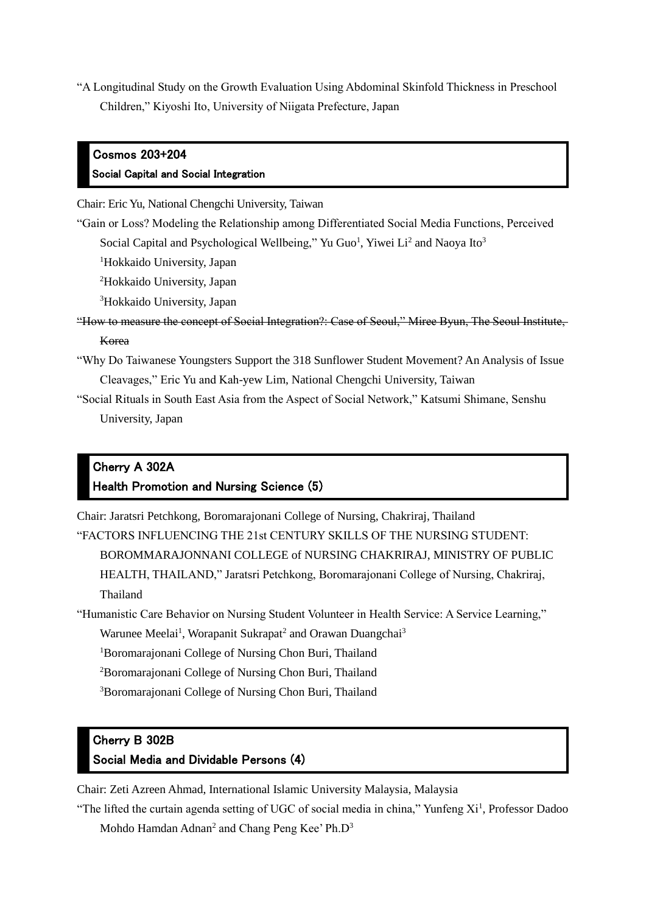"A Longitudinal Study on the Growth Evaluation Using Abdominal Skinfold Thickness in Preschool Children," Kiyoshi Ito, University of Niigata Prefecture, Japan

## Cosmos 203+204
### Social Capital and Social Integration

Chair: Eric Yu, National Chengchi University, Taiwan

"Gain or Loss? Modeling the Relationship among Differentiated Social Media Functions, Perceived Social Capital and Psychological Wellbeing," Yu Guo[1], Yiwei Li[2] and Naoya Ito[3]

[1]Hokkaido University, Japan

[2]Hokkaido University, Japan

[3]Hokkaido University, Japan

~~"How to measure the concept of Social Integration?: Case of Seoul," Miree Byun, The Seoul Institute, Korea~~

"Why Do Taiwanese Youngsters Support the 318 Sunflower Student Movement? An Analysis of Issue Cleavages," Eric Yu and Kah-yew Lim, National Chengchi University, Taiwan

"Social Rituals in South East Asia from the Aspect of Social Network," Katsumi Shimane, Senshu University, Japan

## Cherry A 302A
### Health Promotion and Nursing Science (5)

Chair: Jaratsri Petchkong, Boromarajonani College of Nursing, Chakriraj, Thailand

"FACTORS INFLUENCING THE 21st CENTURY SKILLS OF THE NURSING STUDENT: BOROMMARAJONNANI COLLEGE of NURSING CHAKRIRAJ, MINISTRY OF PUBLIC HEALTH, THAILAND," Jaratsri Petchkong, Boromarajonani College of Nursing, Chakriraj, Thailand

"Humanistic Care Behavior on Nursing Student Volunteer in Health Service: A Service Learning," Warunee Meelai[1], Worapanit Sukrapat[2] and Orawan Duangchai[3]

[1]Boromarajonani College of Nursing Chon Buri, Thailand

[2]Boromarajonani College of Nursing Chon Buri, Thailand

[3]Boromarajonani College of Nursing Chon Buri, Thailand

## Cherry B 302B
### Social Media and Dividable Persons (4)

Chair: Zeti Azreen Ahmad, International Islamic University Malaysia, Malaysia

"The lifted the curtain agenda setting of UGC of social media in china," Yunfeng Xi[1], Professor Dadoo Mohdo Hamdan Adnan[2] and Chang Peng Kee' Ph.D[3]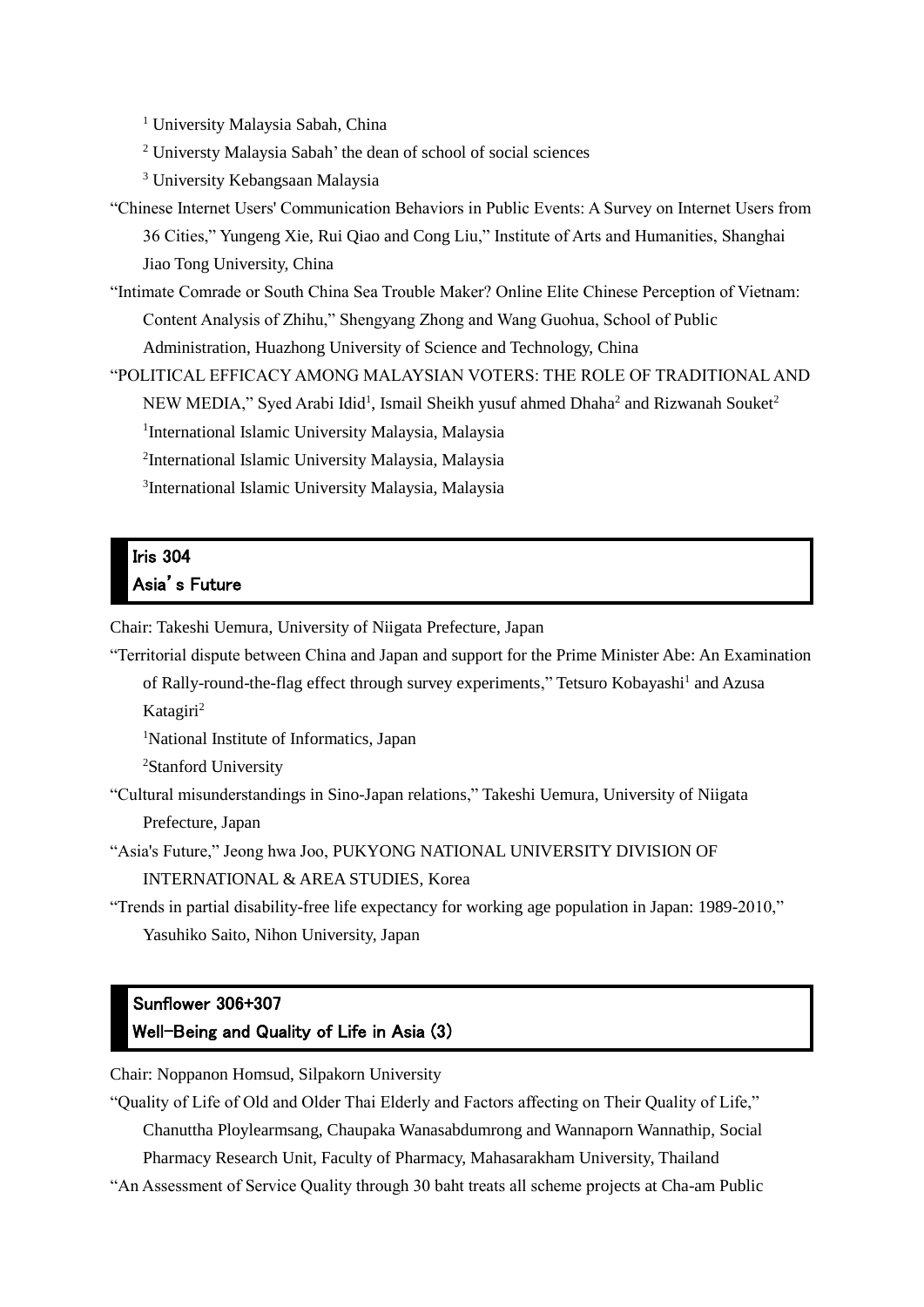[1] University Malaysia Sabah, China

[2] Universty Malaysia Sabah' the dean of school of social sciences

[3] University Kebangsaan Malaysia

"Chinese Internet Users' Communication Behaviors in Public Events: A Survey on Internet Users from 36 Cities," Yungeng Xie, Rui Qiao and Cong Liu," Institute of Arts and Humanities, Shanghai Jiao Tong University, China

"Intimate Comrade or South China Sea Trouble Maker? Online Elite Chinese Perception of Vietnam: Content Analysis of Zhihu," Shengyang Zhong and Wang Guohua, School of Public Administration, Huazhong University of Science and Technology, China

"POLITICAL EFFICACY AMONG MALAYSIAN VOTERS: THE ROLE OF TRADITIONAL AND NEW MEDIA," Syed Arabi Idid[1], Ismail Sheikh yusuf ahmed Dhaha[2] and Rizwanah Souket[2]

[1]International Islamic University Malaysia, Malaysia

[2]International Islamic University Malaysia, Malaysia

[3]International Islamic University Malaysia, Malaysia

## Iris 304
## Asia's Future

Chair: Takeshi Uemura, University of Niigata Prefecture, Japan

"Territorial dispute between China and Japan and support for the Prime Minister Abe: An Examination of Rally-round-the-flag effect through survey experiments," Tetsuro Kobayashi[1] and Azusa Katagiri[2]

[1]National Institute of Informatics, Japan

[2]Stanford University

"Cultural misunderstandings in Sino-Japan relations," Takeshi Uemura, University of Niigata Prefecture, Japan

"Asia's Future," Jeong hwa Joo, PUKYONG NATIONAL UNIVERSITY DIVISION OF INTERNATIONAL & AREA STUDIES, Korea

"Trends in partial disability-free life expectancy for working age population in Japan: 1989-2010," Yasuhiko Saito, Nihon University, Japan

## Sunflower 306+307
## Well-Being and Quality of Life in Asia (3)

Chair: Noppanon Homsud, Silpakorn University

"Quality of Life of Old and Older Thai Elderly and Factors affecting on Their Quality of Life," Chanuttha Ploylearmsang, Chaupaka Wanasabdumrong and Wannaporn Wannathip, Social Pharmacy Research Unit, Faculty of Pharmacy, Mahasarakham University, Thailand

"An Assessment of Service Quality through 30 baht treats all scheme projects at Cha-am Public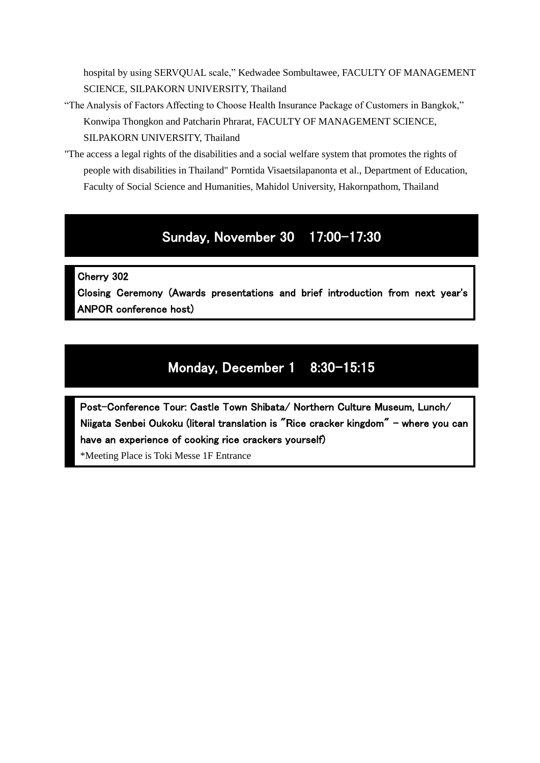hospital by using SERVQUAL scale," Kedwadee Sombultawee, FACULTY OF MANAGEMENT SCIENCE, SILPAKORN UNIVERSITY, Thailand

"The Analysis of Factors Affecting to Choose Health Insurance Package of Customers in Bangkok," Konwipa Thongkon and Patcharin Phrarat, FACULTY OF MANAGEMENT SCIENCE, SILPAKORN UNIVERSITY, Thailand

"The access a legal rights of the disabilities and a social welfare system that promotes the rights of people with disabilities in Thailand" Porntida Visaetsilapanonta et al., Department of Education, Faculty of Social Science and Humanities, Mahidol University, Hakornpathom, Thailand

## Sunday, November 30　17:00–17:30

**Cherry 302**

**Closing Ceremony (Awards presentations and brief introduction from next year's ANPOR conference host)**

## Monday, December 1　8:30–15:15

**Post-Conference Tour: Castle Town Shibata/ Northern Culture Museum, Lunch/ Niigata Senbei Oukoku (literal translation is "Rice cracker kingdom" – where you can have an experience of cooking rice crackers yourself)**

*Meeting Place is Toki Messe 1F Entrance